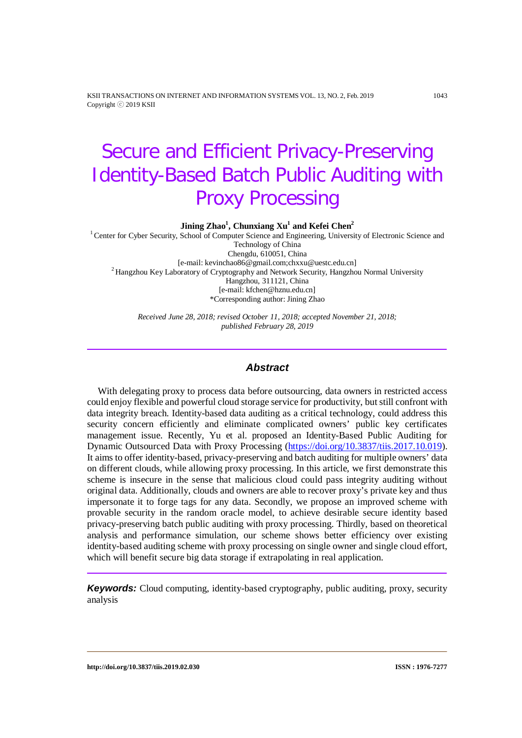# Secure and Efficient Privacy-Preserving Identity-Based Batch Public Auditing with Proxy Processing

**Jining Zhao[1], Chunxiang Xu[1] and Kefei Chen[2]**

[1] Center for Cyber Security, School of Computer Science and Engineering, University of Electronic Science and Technology of China
Chengdu, 610051, China
[e-mail: kevinchao86@gmail.com;chxxu@uestc.edu.cn]
[2] Hangzhou Key Laboratory of Cryptography and Network Security, Hangzhou Normal University
Hangzhou, 311121, China
[e-mail: kfchen@hznu.edu.cn]
*Corresponding author: Jining Zhao

*Received June 28, 2018; revised October 11, 2018; accepted November 21, 2018; published February 28, 2019*

## Abstract

With delegating proxy to process data before outsourcing, data owners in restricted access could enjoy flexible and powerful cloud storage service for productivity, but still confront with data integrity breach. Identity-based data auditing as a critical technology, could address this security concern efficiently and eliminate complicated owners' public key certificates management issue. Recently, Yu et al. proposed an Identity-Based Public Auditing for Dynamic Outsourced Data with Proxy Processing (https://doi.org/10.3837/tiis.2017.10.019). It aims to offer identity-based, privacy-preserving and batch auditing for multiple owners' data on different clouds, while allowing proxy processing. In this article, we first demonstrate this scheme is insecure in the sense that malicious cloud could pass integrity auditing without original data. Additionally, clouds and owners are able to recover proxy's private key and thus impersonate it to forge tags for any data. Secondly, we propose an improved scheme with provable security in the random oracle model, to achieve desirable secure identity based privacy-preserving batch public auditing with proxy processing. Thirdly, based on theoretical analysis and performance simulation, our scheme shows better efficiency over existing identity-based auditing scheme with proxy processing on single owner and single cloud effort, which will benefit secure big data storage if extrapolating in real application.

***Keywords:*** Cloud computing, identity-based cryptography, public auditing, proxy, security analysis

http://doi.org/10.3837/tiis.2019.02.030 ISSN : 1976-7277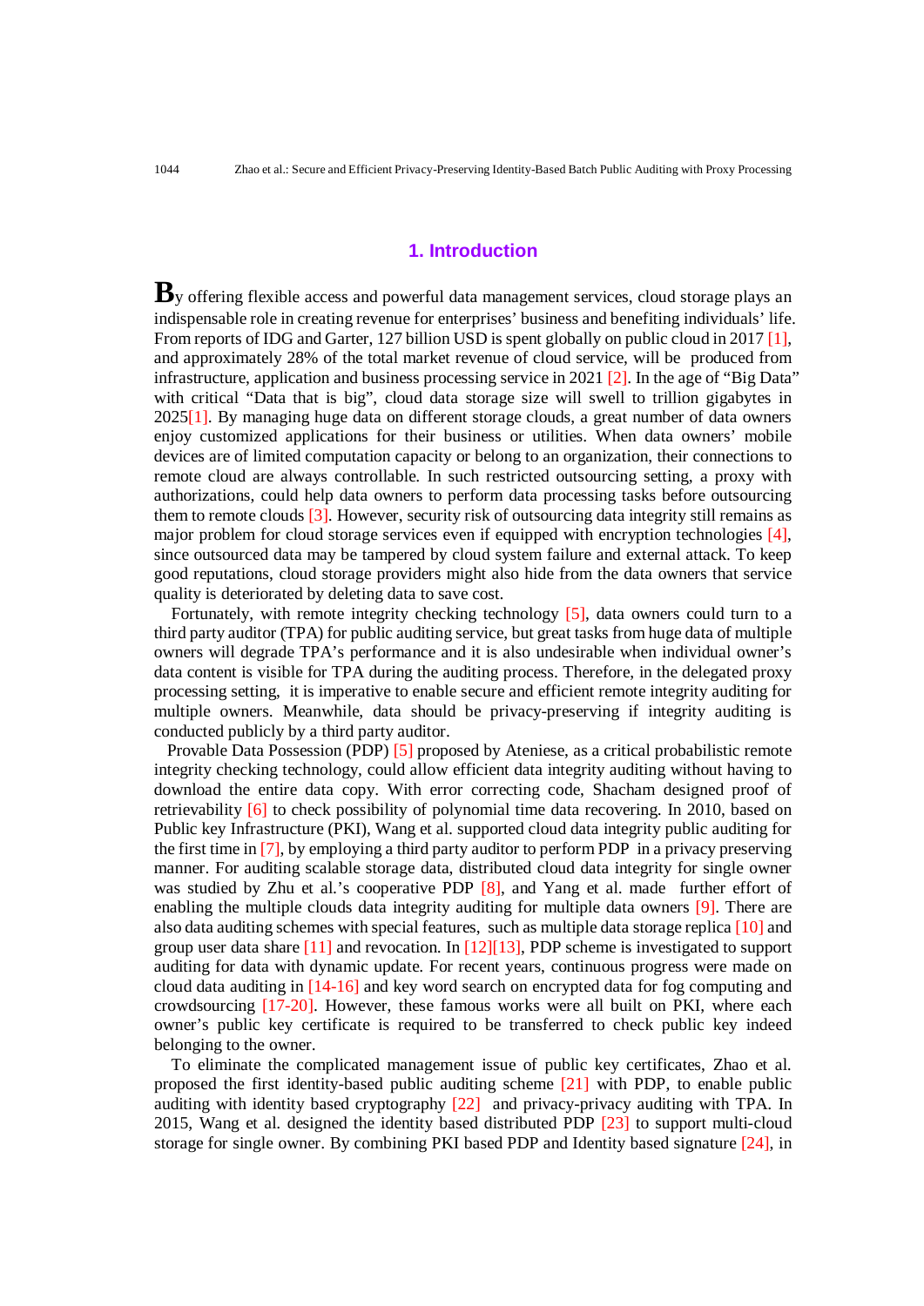## 1. Introduction

By offering flexible access and powerful data management services, cloud storage plays an indispensable role in creating revenue for enterprises' business and benefiting individuals' life. From reports of IDG and Garter, 127 billion USD is spent globally on public cloud in 2017 [1], and approximately 28% of the total market revenue of cloud service, will be produced from infrastructure, application and business processing service in 2021 [2]. In the age of "Big Data" with critical "Data that is big", cloud data storage size will swell to trillion gigabytes in 2025[1]. By managing huge data on different storage clouds, a great number of data owners enjoy customized applications for their business or utilities. When data owners' mobile devices are of limited computation capacity or belong to an organization, their connections to remote cloud are always controllable. In such restricted outsourcing setting, a proxy with authorizations, could help data owners to perform data processing tasks before outsourcing them to remote clouds [3]. However, security risk of outsourcing data integrity still remains as major problem for cloud storage services even if equipped with encryption technologies [4], since outsourced data may be tampered by cloud system failure and external attack. To keep good reputations, cloud storage providers might also hide from the data owners that service quality is deteriorated by deleting data to save cost.

Fortunately, with remote integrity checking technology [5], data owners could turn to a third party auditor (TPA) for public auditing service, but great tasks from huge data of multiple owners will degrade TPA's performance and it is also undesirable when individual owner's data content is visible for TPA during the auditing process. Therefore, in the delegated proxy processing setting, it is imperative to enable secure and efficient remote integrity auditing for multiple owners. Meanwhile, data should be privacy-preserving if integrity auditing is conducted publicly by a third party auditor.

Provable Data Possession (PDP) [5] proposed by Ateniese, as a critical probabilistic remote integrity checking technology, could allow efficient data integrity auditing without having to download the entire data copy. With error correcting code, Shacham designed proof of retrievability [6] to check possibility of polynomial time data recovering. In 2010, based on Public key Infrastructure (PKI), Wang et al. supported cloud data integrity public auditing for the first time in [7], by employing a third party auditor to perform PDP in a privacy preserving manner. For auditing scalable storage data, distributed cloud data integrity for single owner was studied by Zhu et al.'s cooperative PDP [8], and Yang et al. made further effort of enabling the multiple clouds data integrity auditing for multiple data owners [9]. There are also data auditing schemes with special features, such as multiple data storage replica [10] and group user data share [11] and revocation. In [12][13], PDP scheme is investigated to support auditing for data with dynamic update. For recent years, continuous progress were made on cloud data auditing in [14-16] and key word search on encrypted data for fog computing and crowdsourcing [17-20]. However, these famous works were all built on PKI, where each owner's public key certificate is required to be transferred to check public key indeed belonging to the owner.

To eliminate the complicated management issue of public key certificates, Zhao et al. proposed the first identity-based public auditing scheme [21] with PDP, to enable public auditing with identity based cryptography [22] and privacy-privacy auditing with TPA. In 2015, Wang et al. designed the identity based distributed PDP [23] to support multi-cloud storage for single owner. By combining PKI based PDP and Identity based signature [24], in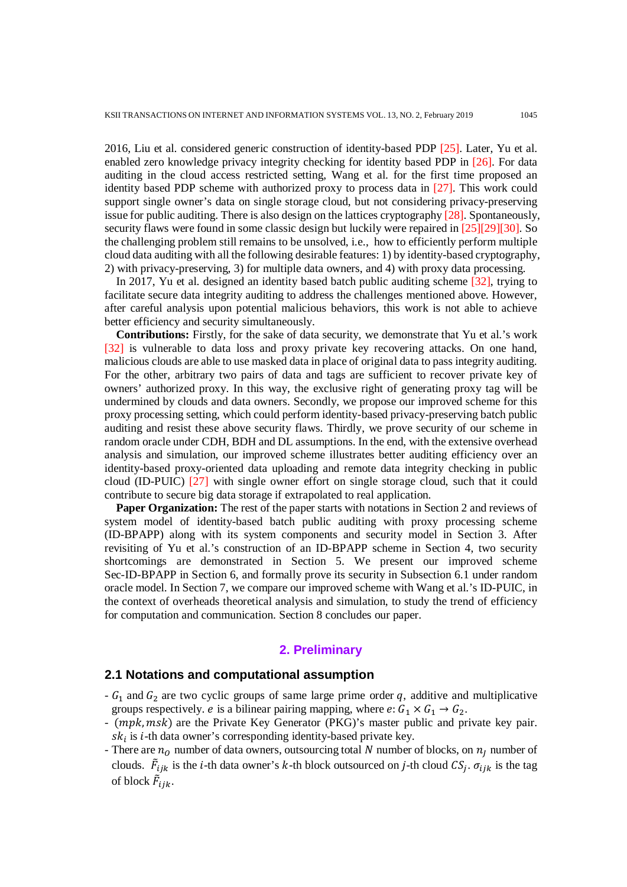2016, Liu et al. considered generic construction of identity-based PDP [25]. Later, Yu et al. enabled zero knowledge privacy integrity checking for identity based PDP in [26]. For data auditing in the cloud access restricted setting, Wang et al. for the first time proposed an identity based PDP scheme with authorized proxy to process data in [27]. This work could support single owner's data on single storage cloud, but not considering privacy-preserving issue for public auditing. There is also design on the lattices cryptography [28]. Spontaneously, security flaws were found in some classic design but luckily were repaired in [25][29][30]. So the challenging problem still remains to be unsolved, i.e., how to efficiently perform multiple cloud data auditing with all the following desirable features: 1) by identity-based cryptography, 2) with privacy-preserving, 3) for multiple data owners, and 4) with proxy data processing.

In 2017, Yu et al. designed an identity based batch public auditing scheme [32], trying to facilitate secure data integrity auditing to address the challenges mentioned above. However, after careful analysis upon potential malicious behaviors, this work is not able to achieve better efficiency and security simultaneously.

**Contributions:** Firstly, for the sake of data security, we demonstrate that Yu et al.'s work [32] is vulnerable to data loss and proxy private key recovering attacks. On one hand, malicious clouds are able to use masked data in place of original data to pass integrity auditing. For the other, arbitrary two pairs of data and tags are sufficient to recover private key of owners' authorized proxy. In this way, the exclusive right of generating proxy tag will be undermined by clouds and data owners. Secondly, we propose our improved scheme for this proxy processing setting, which could perform identity-based privacy-preserving batch public auditing and resist these above security flaws. Thirdly, we prove security of our scheme in random oracle under CDH, BDH and DL assumptions. In the end, with the extensive overhead analysis and simulation, our improved scheme illustrates better auditing efficiency over an identity-based proxy-oriented data uploading and remote data integrity checking in public cloud (ID-PUIC) [27] with single owner effort on single storage cloud, such that it could contribute to secure big data storage if extrapolated to real application.

**Paper Organization:** The rest of the paper starts with notations in Section 2 and reviews of system model of identity-based batch public auditing with proxy processing scheme (ID-BPAPP) along with its system components and security model in Section 3. After revisiting of Yu et al.'s construction of an ID-BPAPP scheme in Section 4, two security shortcomings are demonstrated in Section 5. We present our improved scheme Sec-ID-BPAPP in Section 6, and formally prove its security in Subsection 6.1 under random oracle model. In Section 7, we compare our improved scheme with Wang et al.'s ID-PUIC, in the context of overheads theoretical analysis and simulation, to study the trend of efficiency for computation and communication. Section 8 concludes our paper.

## 2. Preliminary

### 2.1 Notations and computational assumption

- $G_1$ and $G_2$ are two cyclic groups of same large prime order $q$, additive and multiplicative groups respectively. $e$ is a bilinear pairing mapping, where $e: G_1 \times G_1 \rightarrow G_2$.
- $(mpk, msk)$ are the Private Key Generator (PKG)'s master public and private key pair. $sk_i$ is $i$-th data owner's corresponding identity-based private key.
- There are $n_O$ number of data owners, outsourcing total $N$ number of blocks, on $n_J$ number of clouds. $\tilde{F}_{ijk}$ is the $i$-th data owner's $k$-th block outsourced on $j$-th cloud $CS_j$. $\sigma_{ijk}$ is the tag of block $\tilde{F}_{ijk}$.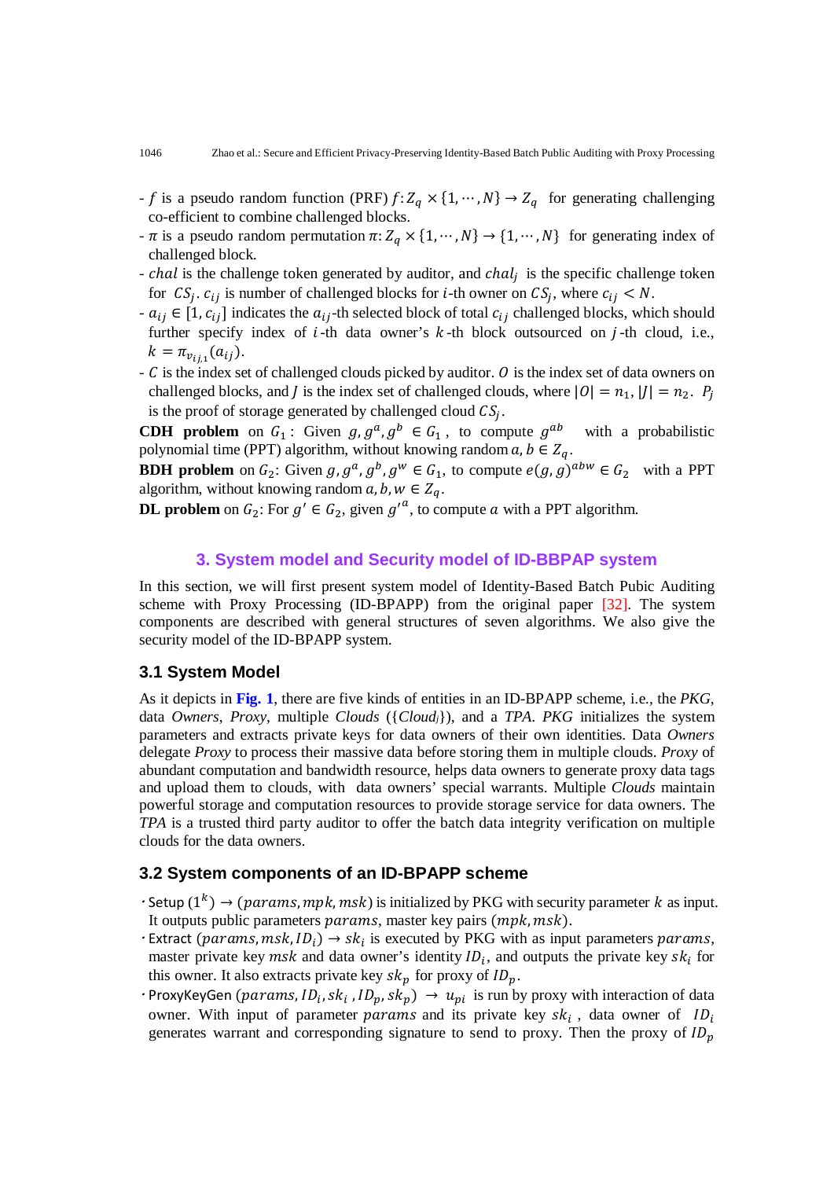- $f$ is a pseudo random function (PRF) $f: Z_q \times \{1, \cdots, N\} \rightarrow Z_q$ for generating challenging co-efficient to combine challenged blocks.
- $\pi$ is a pseudo random permutation $\pi: Z_q \times \{1, \cdots, N\} \rightarrow \{1, \cdots, N\}$ for generating index of challenged block.
- $chal$ is the challenge token generated by auditor, and $chal_j$ is the specific challenge token for $CS_j$. $c_{ij}$ is number of challenged blocks for $i$-th owner on $CS_j$, where $c_{ij} < N$.
- $a_{ij} \in [1, c_{ij}]$ indicates the $a_{ij}$-th selected block of total $c_{ij}$ challenged blocks, which should further specify index of $i$-th data owner's $k$-th block outsourced on $j$-th cloud, i.e., $k = \pi_{v_{ij,1}}(a_{ij})$.
- $C$ is the index set of challenged clouds picked by auditor. $O$ is the index set of data owners on challenged blocks, and $J$ is the index set of challenged clouds, where $|O| = n_1$, $|J| = n_2$. $P_j$ is the proof of storage generated by challenged cloud $CS_j$.

**CDH problem** on $G_1$: Given $g, g^a, g^b \in G_1$, to compute $g^{ab}$ with a probabilistic polynomial time (PPT) algorithm, without knowing random $a, b \in Z_q$.

**BDH problem** on $G_2$: Given $g, g^a, g^b, g^w \in G_1$, to compute $e(g, g)^{abw} \in G_2$ with a PPT algorithm, without knowing random $a, b, w \in Z_q$.

**DL problem** on $G_2$: For $g' \in G_2$, given $g'^a$, to compute $a$ with a PPT algorithm.

## 3. System model and Security model of ID-BBPAP system

In this section, we will first present system model of Identity-Based Batch Pubic Auditing scheme with Proxy Processing (ID-BPAPP) from the original paper [32]. The system components are described with general structures of seven algorithms. We also give the security model of the ID-BPAPP system.

### 3.1 System Model

As it depicts in **Fig. 1**, there are five kinds of entities in an ID-BPAPP scheme, i.e., the *PKG*, data *Owners*, *Proxy*, multiple *Clouds* ({*Cloud$_j$*}), and a *TPA*. *PKG* initializes the system parameters and extracts private keys for data owners of their own identities. Data *Owners* delegate *Proxy* to process their massive data before storing them in multiple clouds. *Proxy* of abundant computation and bandwidth resource, helps data owners to generate proxy data tags and upload them to clouds, with data owners' special warrants. Multiple *Clouds* maintain powerful storage and computation resources to provide storage service for data owners. The *TPA* is a trusted third party auditor to offer the batch data integrity verification on multiple clouds for the data owners.

### 3.2 System components of an ID-BPAPP scheme

- Setup $(1^k) \rightarrow (params, mpk, msk)$ is initialized by PKG with security parameter $k$ as input. It outputs public parameters $params$, master key pairs $(mpk, msk)$.
- Extract $(params, msk, ID_i) \rightarrow sk_i$ is executed by PKG with as input parameters $params$, master private key $msk$ and data owner's identity $ID_i$, and outputs the private key $sk_i$ for this owner. It also extracts private key $sk_p$ for proxy of $ID_p$.
- ProxyKeyGen $(params, ID_i, sk_i, ID_p, sk_p) \rightarrow u_{pi}$ is run by proxy with interaction of data owner. With input of parameter $params$ and its private key $sk_i$, data owner of $ID_i$ generates warrant and corresponding signature to send to proxy. Then the proxy of $ID_p$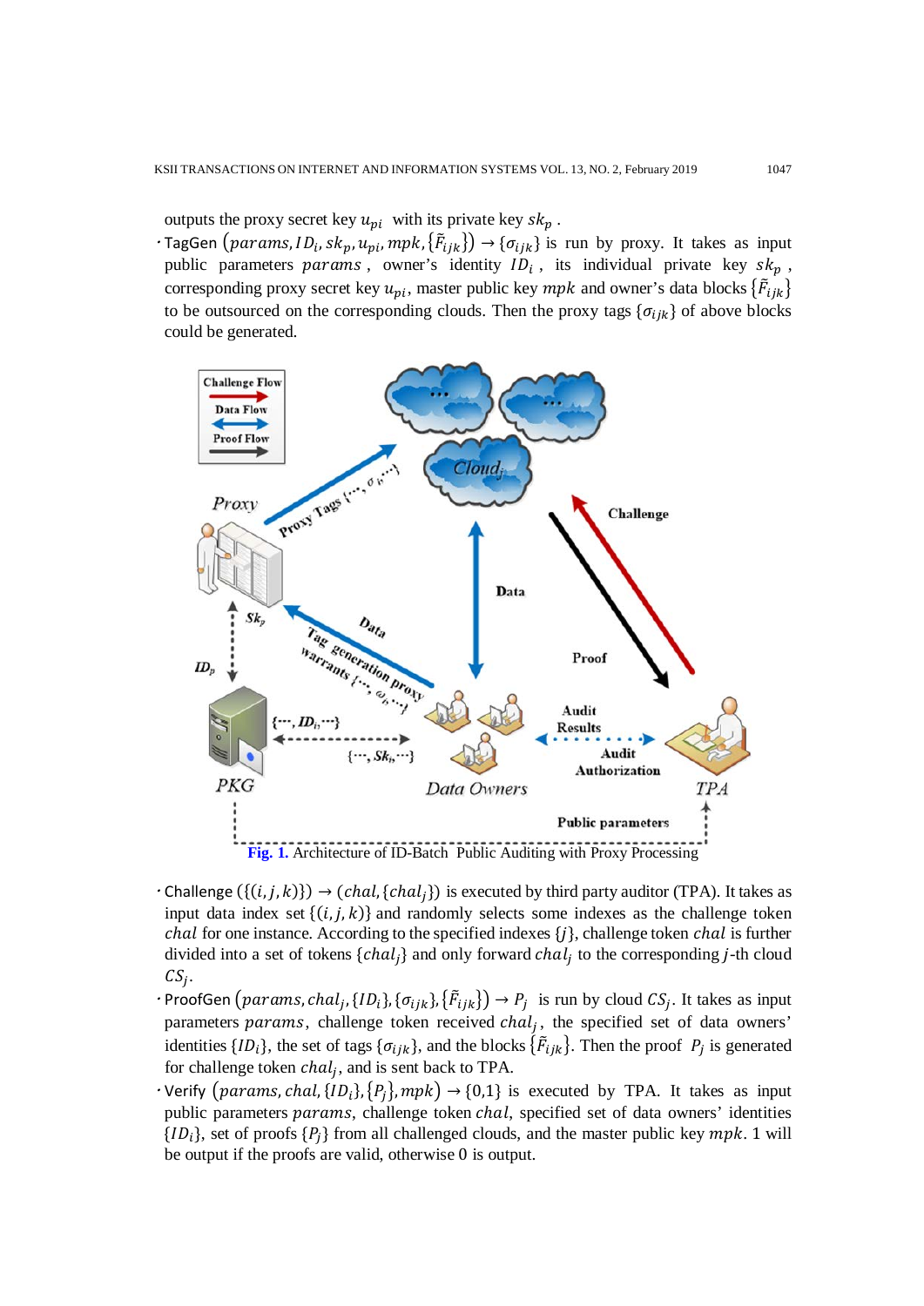outputs the proxy secret key $u_{pi}$ with its private key $sk_p$.

- TagGen $\left(params, ID_i, sk_p, u_{pi}, mpk, \{\tilde{F}_{ijk}\}\right) \rightarrow \{\sigma_{ijk}\}$ is run by proxy. It takes as input public parameters $params$, owner's identity $ID_i$, its individual private key $sk_p$, corresponding proxy secret key $u_{pi}$, master public key $mpk$ and owner's data blocks $\{\tilde{F}_{ijk}\}$ to be outsourced on the corresponding clouds. Then the proxy tags $\{\sigma_{ijk}\}$ of above blocks could be generated.

**Fig. 1.** Architecture of ID-Batch Public Auditing with Proxy Processing

- Challenge $(\{(i,j,k)\}) \rightarrow (chal, \{chal_j\})$ is executed by third party auditor (TPA). It takes as input data index set $\{(i,j,k)\}$ and randomly selects some indexes as the challenge token $chal$ for one instance. According to the specified indexes $\{j\}$, challenge token $chal$ is further divided into a set of tokens $\{chal_j\}$ and only forward $chal_j$ to the corresponding $j$-th cloud $CS_j$.
- ProofGen $\left(params, chal_j, \{ID_i\}, \{\sigma_{ijk}\}, \{\tilde{F}_{ijk}\}\right) \rightarrow P_j$ is run by cloud $CS_j$. It takes as input parameters $params$, challenge token received $chal_j$, the specified set of data owners' identities $\{ID_i\}$, the set of tags $\{\sigma_{ijk}\}$, and the blocks $\{\tilde{F}_{ijk}\}$. Then the proof $P_j$ is generated for challenge token $chal_j$, and is sent back to TPA.
- Verify $\left(params, chal, \{ID_i\}, \{P_j\}, mpk\right) \rightarrow \{0,1\}$ is executed by TPA. It takes as input public parameters $params$, challenge token $chal$, specified set of data owners' identities $\{ID_i\}$, set of proofs $\{P_j\}$ from all challenged clouds, and the master public key $mpk$. 1 will be output if the proofs are valid, otherwise 0 is output.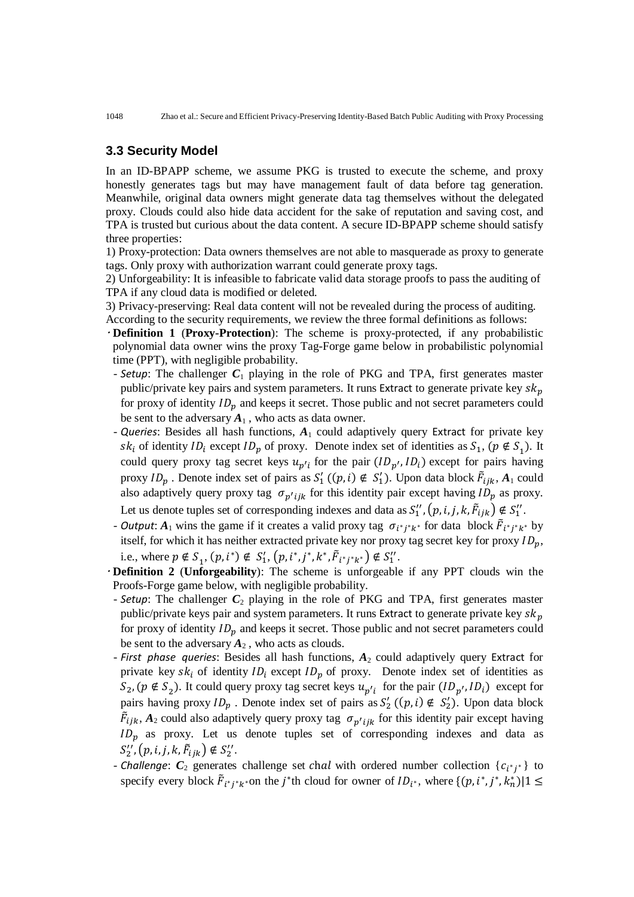### 3.3 Security Model

In an ID-BPAPP scheme, we assume PKG is trusted to execute the scheme, and proxy honestly generates tags but may have management fault of data before tag generation. Meanwhile, original data owners might generate data tag themselves without the delegated proxy. Clouds could also hide data accident for the sake of reputation and saving cost, and TPA is trusted but curious about the data content. A secure ID-BPAPP scheme should satisfy three properties:

1) Proxy-protection: Data owners themselves are not able to masquerade as proxy to generate tags. Only proxy with authorization warrant could generate proxy tags.

2) Unforgeability: It is infeasible to fabricate valid data storage proofs to pass the auditing of TPA if any cloud data is modified or deleted.

3) Privacy-preserving: Real data content will not be revealed during the process of auditing.

According to the security requirements, we review the three formal definitions as follows:

- **Definition 1** (**Proxy-Protection**): The scheme is proxy-protected, if any probabilistic polynomial data owner wins the proxy Tag-Forge game below in probabilistic polynomial time (PPT), with negligible probability.
  - *Setup*: The challenger $\boldsymbol{C}_1$ playing in the role of PKG and TPA, first generates master public/private key pairs and system parameters. It runs Extract to generate private key $sk_p$ for proxy of identity $ID_p$ and keeps it secret. Those public and not secret parameters could be sent to the adversary $\boldsymbol{A}_1$ , who acts as data owner.
  - *Queries*: Besides all hash functions, $\boldsymbol{A}_1$ could adaptively query Extract for private key $sk_i$ of identity $ID_i$ except $ID_p$ of proxy. Denote index set of identities as $S_1$, $(p \notin S_1)$. It could query proxy tag secret keys $u_{p'i}$ for the pair $(ID_{p'}, ID_i)$ except for pairs having proxy $ID_p$ . Denote index set of pairs as $S_1'$ $((p,i) \notin S_1')$. Upon data block $\tilde{F}_{ijk}$, $\boldsymbol{A}_1$ could also adaptively query proxy tag $\sigma_{p'ijk}$ for this identity pair except having $ID_p$ as proxy. Let us denote tuples set of corresponding indexes and data as $S_1''$, $(p,i,j,k,\tilde{F}_{ijk}) \notin S_1''$.
  - *Output*: $\boldsymbol{A}_1$ wins the game if it creates a valid proxy tag $\sigma_{i^*j^*k^*}$ for data block $\tilde{F}_{i^*j^*k^*}$ by itself, for which it has neither extracted private key nor proxy tag secret key for proxy $ID_p$, i.e., where $p \notin S_1$, $(p,i^*) \notin S_1'$, $(p,i^*,j^*,k^*,\tilde{F}_{i^*j^*k^*}) \notin S_1''$.
- **Definition 2** (**Unforgeability**): The scheme is unforgeable if any PPT clouds win the Proofs-Forge game below, with negligible probability.
  - *Setup*: The challenger $\boldsymbol{C}_2$ playing in the role of PKG and TPA, first generates master public/private keys pair and system parameters. It runs Extract to generate private key $sk_p$ for proxy of identity $ID_p$ and keeps it secret. Those public and not secret parameters could be sent to the adversary $\boldsymbol{A}_2$ , who acts as clouds.
  - *First phase queries*: Besides all hash functions, $\boldsymbol{A}_2$ could adaptively query Extract for private key $sk_i$ of identity $ID_i$ except $ID_p$ of proxy. Denote index set of identities as $S_2, (p \notin S_2)$. It could query proxy tag secret keys $u_{p'i}$ for the pair $(ID_{p'}, ID_i)$ except for pairs having proxy $ID_p$ . Denote index set of pairs as $S_2'$ $((p,i) \notin S_2')$. Upon data block $\tilde{F}_{ijk}$, $\boldsymbol{A}_2$ could also adaptively query proxy tag $\sigma_{p'ijk}$ for this identity pair except having $ID_p$ as proxy. Let us denote tuples set of corresponding indexes and data as $S_2''$, $(p,i,j,k,\tilde{F}_{ijk}) \notin S_2''$.
  - *Challenge*: $\boldsymbol{C}_2$ generates challenge set $chal$ with ordered number collection $\{c_{i^*j^*}\}$ to specify every block $\tilde{F}_{i^*j^*k^*}$on the $j^*$th cloud for owner of $ID_{i^*}$, where $\{(p,i^*,j^*,k_n^*)|1 \leq$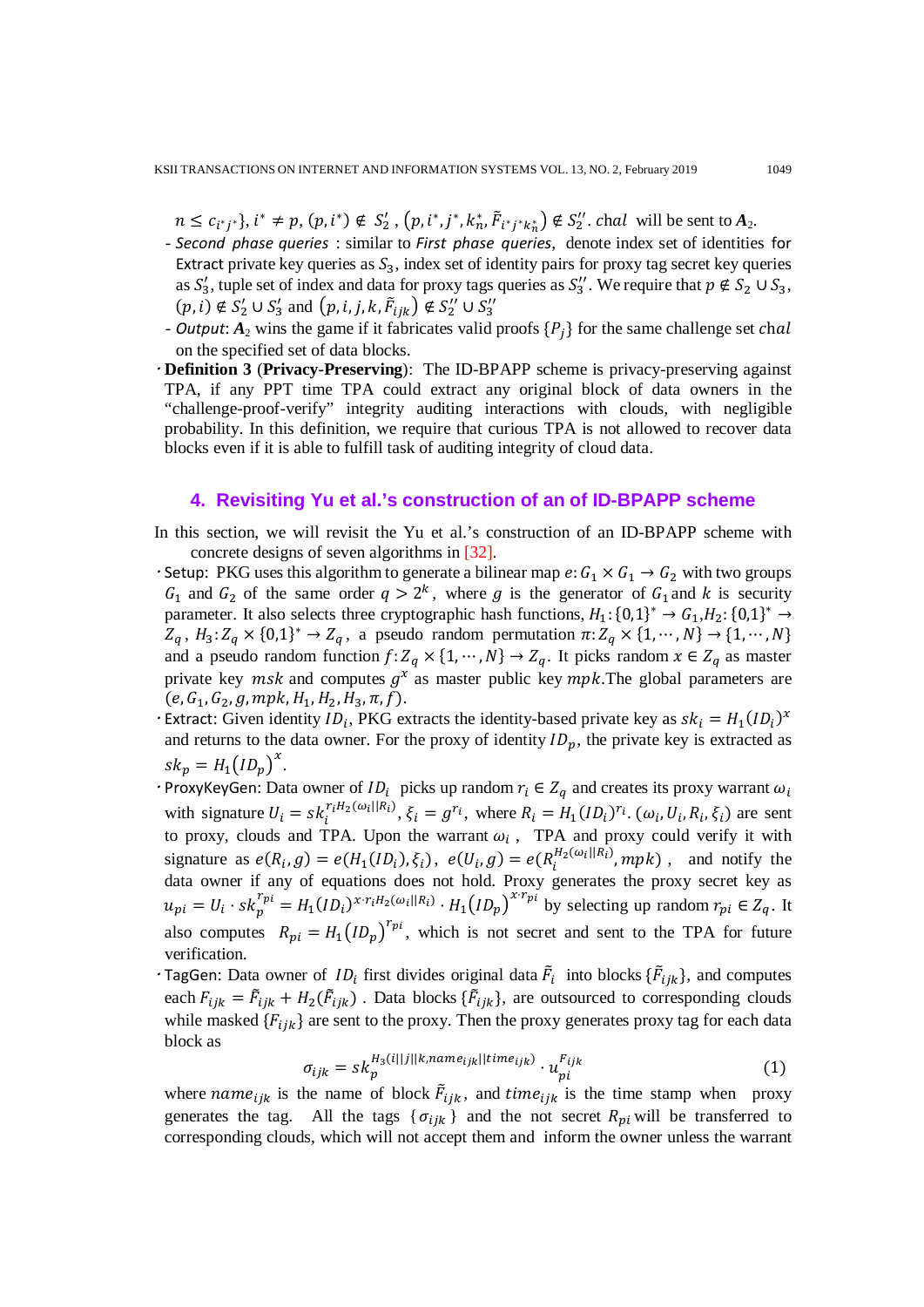$n \le c_{i^*j^*}\}$, $i^* \ne p$, $(p, i^*) \notin S_2'$, $(p, i^*, j^*, k_n^*, \tilde{F}_{i^*j^*k_n^*}) \notin S_2''$. $chal$ will be sent to $\boldsymbol{A}_2$.

- *Second phase queries* : similar to *First phase queries*, denote index set of identities for Extract private key queries as $S_3$, index set of identity pairs for proxy tag secret key queries as $S_3'$, tuple set of index and data for proxy tags queries as $S_3''$. We require that $p \notin S_2 \cup S_3$, $(p, i) \notin S_2' \cup S_3'$ and $(p, i, j, k, \tilde{F}_{ijk}) \notin S_2'' \cup S_3''$
- *Output*: $\boldsymbol{A}_2$ wins the game if it fabricates valid proofs $\{P_j\}$ for the same challenge set $chal$ on the specified set of data blocks.

· **Definition 3** (**Privacy-Preserving**): The ID-BPAPP scheme is privacy-preserving against TPA, if any PPT time TPA could extract any original block of data owners in the "challenge-proof-verify" integrity auditing interactions with clouds, with negligible probability. In this definition, we require that curious TPA is not allowed to recover data blocks even if it is able to fulfill task of auditing integrity of cloud data.

## 4. Revisiting Yu et al.'s construction of an of ID-BPAPP scheme

In this section, we will revisit the Yu et al.'s construction of an ID-BPAPP scheme with concrete designs of seven algorithms in [32].

· Setup: PKG uses this algorithm to generate a bilinear map $e: G_1 \times G_1 \to G_2$ with two groups $G_1$ and $G_2$ of the same order $q > 2^k$, where $g$ is the generator of $G_1$and $k$ is security parameter. It also selects three cryptographic hash functions, $H_1: \{0,1\}^* \to G_1$,$H_2: \{0,1\}^* \to Z_q$, $H_3: Z_q \times \{0,1\}^* \to Z_q$, a pseudo random permutation $\pi: Z_q \times \{1, \cdots, N\} \to \{1, \cdots, N\}$ and a pseudo random function $f: Z_q \times \{1, \cdots, N\} \to Z_q$. It picks random $x \in Z_q$ as master private key $msk$ and computes $g^x$ as master public key $mpk$.The global parameters are $(e, G_1, G_2, g, mpk, H_1, H_2, H_3, \pi, f)$.

· Extract: Given identity $ID_i$, PKG extracts the identity-based private key as $sk_i = H_1(ID_i)^x$ and returns to the data owner. For the proxy of identity $ID_p$, the private key is extracted as $sk_p = H_1(ID_p)^x$.

· ProxyKeyGen: Data owner of $ID_i$ picks up random $r_i \in Z_q$ and creates its proxy warrant $\omega_i$ with signature $U_i = sk_i^{r_i H_2(\omega_i || R_i)}$, $\xi_i = g^{r_i}$, where $R_i = H_1(ID_i)^{r_i}$. $(\omega_i, U_i, R_i, \xi_i)$ are sent to proxy, clouds and TPA. Upon the warrant $\omega_i$, TPA and proxy could verify it with signature as $e(R_i, g) = e(H_1(ID_i), \xi_i)$, $e(U_i, g) = e(R_i^{H_2(\omega_i || R_i)}, mpk)$, and notify the data owner if any of equations does not hold. Proxy generates the proxy secret key as $u_{pi} = U_i \cdot sk_p^{r_{pi}} = H_1(ID_i)^{x \cdot r_i H_2(\omega_i || R_i)} \cdot H_1(ID_p)^{x \cdot r_{pi}}$ by selecting up random $r_{pi} \in Z_q$. It also computes $R_{pi} = H_1(ID_p)^{r_{pi}}$, which is not secret and sent to the TPA for future verification.

· TagGen: Data owner of $ID_i$ first divides original data $\tilde{F}_i$ into blocks $\{\tilde{F}_{ijk}\}$, and computes each $F_{ijk} = \tilde{F}_{ijk} + H_2(\tilde{F}_{ijk})$ . Data blocks $\{\tilde{F}_{ijk}\}$, are outsourced to corresponding clouds while masked $\{F_{ijk}\}$ are sent to the proxy. Then the proxy generates proxy tag for each data block as

$$\sigma_{ijk} = sk_p^{H_3(i||j||k, name_{ijk}||time_{ijk})} \cdot u_{pi}^{F_{ijk}} \tag{1}$$

where $name_{ijk}$ is the name of block $\tilde{F}_{ijk}$, and $time_{ijk}$ is the time stamp when proxy generates the tag. All the tags $\{\sigma_{ijk}\}$ and the not secret $R_{pi}$ will be transferred to corresponding clouds, which will not accept them and inform the owner unless the warrant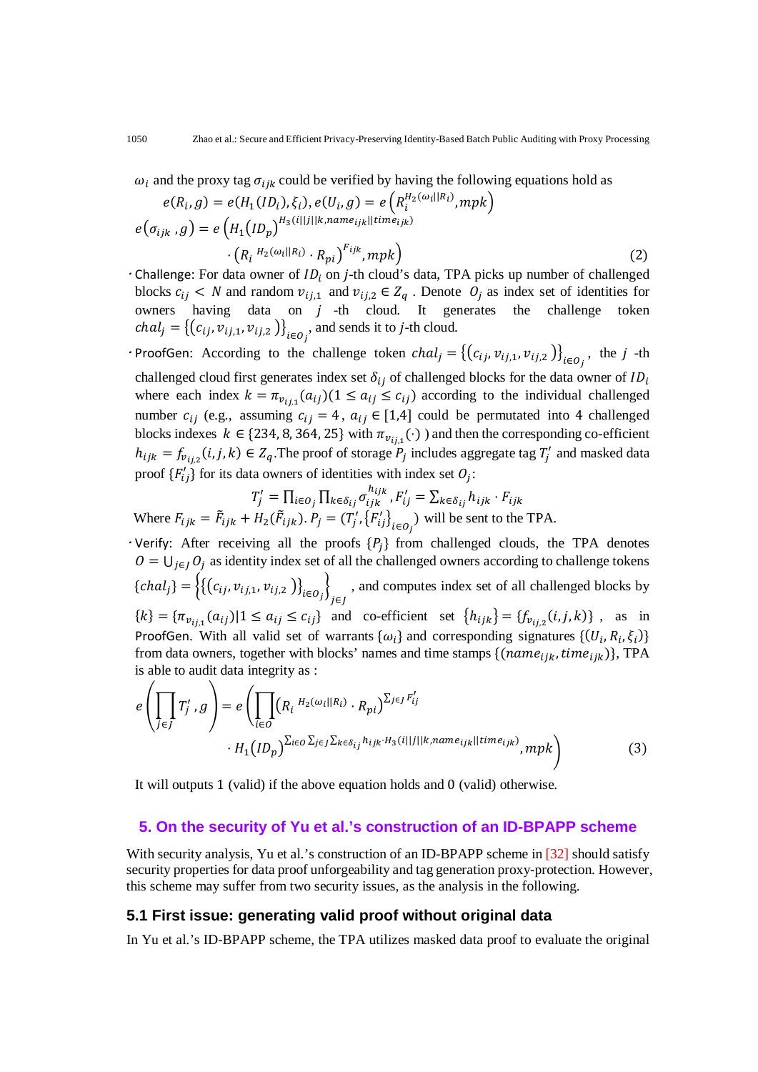$\omega_i$ and the proxy tag $\sigma_{ijk}$ could be verified by having the following equations hold as

$$e(R_i, g) = e(H_1(ID_i), \xi_i), e(U_i, g) = e\left(R_i^{H_2(\omega_i || R_i)}, mpk\right)$$

$$e(\sigma_{ijk}, g) = e\left(H_1(ID_p)^{H_3(i||j||k, name_{ijk}||time_{ijk})} \cdot \left(R_i^{H_2(\omega_i||R_i)} \cdot R_{pi}\right)^{F_{ijk}}, mpk\right) \tag{2}$$

- Challenge: For data owner of $ID_i$ on $j$-th cloud's data, TPA picks up number of challenged blocks $c_{ij} < N$ and random $v_{ij,1}$ and $v_{ij,2} \in Z_q$ . Denote $O_j$ as index set of identities for owners having data on $j$ -th cloud. It generates the challenge token $chal_j = \{(c_{ij}, v_{ij,1}, v_{ij,2})\}_{i \in O_j}$, and sends it to $j$-th cloud.
- ProofGen: According to the challenge token $chal_j = \{(c_{ij}, v_{ij,1}, v_{ij,2})\}_{i \in O_j}$, the $j$ -th challenged cloud first generates index set $\delta_{ij}$ of challenged blocks for the data owner of $ID_i$ where each index $k = \pi_{v_{ij,1}}(a_{ij})(1 \le a_{ij} \le c_{ij})$ according to the individual challenged number $c_{ij}$ (e.g., assuming $c_{ij} = 4$, $a_{ij} \in [1,4]$ could be permutated into 4 challenged blocks indexes $k \in \{234, 8, 364, 25\}$ with $\pi_{v_{ij,1}}(\cdot)$ ) and then the corresponding co-efficient $h_{ijk} = f_{v_{ij,2}}(i,j,k) \in Z_q$.The proof of storage $P_j$ includes aggregate tag $T'_j$ and masked data proof $\{F'_{ij}\}$ for its data owners of identities with index set $O_j$:

$$T'_j = \prod_{i \in O_j} \prod_{k \in \delta_{ij}} \sigma_{ijk}^{h_{ijk}}, F'_{ij} = \sum_{k \in \delta_{ij}} h_{ijk} \cdot F_{ijk}$$

Where $F_{ijk} = \tilde{F}_{ijk} + H_2(\tilde{F}_{ijk})$. $P_j = (T'_j, \{F'_{ij}\}_{i \in O_j})$ will be sent to the TPA.

- Verify: After receiving all the proofs $\{P_j\}$ from challenged clouds, the TPA denotes $O = \bigcup_{j \in J} O_j$ as identity index set of all the challenged owners according to challenge tokens $\{chal_j\} = \left\{\{(c_{ij}, v_{ij,1}, v_{ij,2})\}_{i \in O_j}\right\}_{j \in J}$, and computes index set of all challenged blocks by $\{k\} = \{\pi_{v_{ij,1}}(a_{ij}) | 1 \le a_{ij} \le c_{ij}\}$ and co-efficient set $\{h_{ijk}\} = \{f_{v_{ij,2}}(i,j,k)\}$, as in ProofGen. With all valid set of warrants $\{\omega_i\}$ and corresponding signatures $\{(U_i, R_i, \xi_i)\}$ from data owners, together with blocks' names and time stamps $\{(name_{ijk}, time_{ijk})\}$, TPA is able to audit data integrity as :

$$e\left(\prod_{j \in J} T'_j, g\right) = e\left(\prod_{i \in O} \left(R_i^{H_2(\omega_i||R_i)} \cdot R_{pi}\right)^{\sum_{j \in J} F'_{ij}} \cdot H_1(ID_p)^{\sum_{i \in O} \sum_{j \in J} \sum_{k \in \delta_{ij}} h_{ijk} \cdot H_3(i||j||k, name_{ijk}||time_{ijk})}, mpk\right) \tag{3}$$

It will outputs 1 (valid) if the above equation holds and 0 (valid) otherwise.

## 5. On the security of Yu et al.'s construction of an ID-BPAPP scheme

With security analysis, Yu et al.'s construction of an ID-BPAPP scheme in [32] should satisfy security properties for data proof unforgeability and tag generation proxy-protection. However, this scheme may suffer from two security issues, as the analysis in the following.

### 5.1 First issue: generating valid proof without original data

In Yu et al.'s ID-BPAPP scheme, the TPA utilizes masked data proof to evaluate the original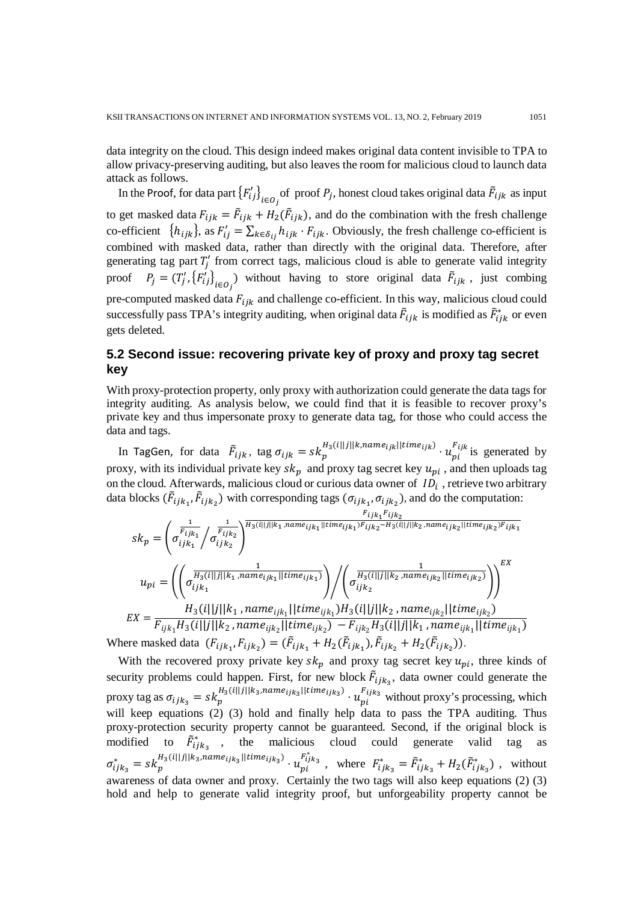data integrity on the cloud. This design indeed makes original data content invisible to TPA to allow privacy-preserving auditing, but also leaves the room for malicious cloud to launch data attack as follows.

In the Proof, for data part $\{F'_{ij}\}_{i\in O_j}$ of proof $P_j$, honest cloud takes original data $\tilde{F}_{ijk}$ as input to get masked data $F_{ijk} = \tilde{F}_{ijk} + H_2(\tilde{F}_{ijk})$, and do the combination with the fresh challenge co-efficient $\{h_{ijk}\}$, as $F'_{ij} = \sum_{k\in\delta_{ij}} h_{ijk}\cdot F_{ijk}$. Obviously, the fresh challenge co-efficient is combined with masked data, rather than directly with the original data. Therefore, after generating tag part $T'_j$ from correct tags, malicious cloud is able to generate valid integrity proof $P_j = (T'_j, \{F'_{ij}\}_{i\in O_j})$ without having to store original data $\tilde{F}_{ijk}$, just combing pre-computed masked data $F_{ijk}$ and challenge co-efficient. In this way, malicious cloud could successfully pass TPA's integrity auditing, when original data $\tilde{F}_{ijk}$ is modified as $\tilde{F}^*_{ijk}$ or even gets deleted.

## 5.2 Second issue: recovering private key of proxy and proxy tag secret key

With proxy-protection property, only proxy with authorization could generate the data tags for integrity auditing. As analysis below, we could find that it is feasible to recover proxy's private key and thus impersonate proxy to generate data tag, for those who could access the data and tags.

In TagGen, for data $\tilde{F}_{ijk}$, tag $\sigma_{ijk} = sk_p^{H_3(i||j||k,name_{ijk}||time_{ijk})}\cdot u_{pi}^{F_{ijk}}$ is generated by proxy, with its individual private key $sk_p$ and proxy tag secret key $u_{pi}$, and then uploads tag on the cloud. Afterwards, malicious cloud or curious data owner of $ID_i$, retrieve two arbitrary data blocks $(\tilde{F}_{ijk_1}, \tilde{F}_{ijk_2})$ with corresponding tags $(\sigma_{ijk_1}, \sigma_{ijk_2})$, and do the computation:

$$sk_p = \left(\sigma_{ijk_1}^{\frac{1}{F_{ijk_1}}}\Big/\sigma_{ijk_2}^{\frac{1}{F_{ijk_2}}}\right)^{\frac{F_{ijk_1}F_{ijk_2}}{H_3(i||j||k_1,name_{ijk_1}||time_{ijk_1})F_{ijk_2}-H_3(i||j||k_2,name_{ijk_2}||time_{ijk_2})F_{ijk_1}}}$$

$$u_{pi} = \left(\left(\sigma_{ijk_1}^{\frac{1}{H_3(i||j||k_1,name_{ijk_1}||time_{ijk_1})}}\right)\Bigg/\left(\sigma_{ijk_2}^{\frac{1}{H_3(i||j||k_2,name_{ijk_2}||time_{ijk_2})}}\right)\right)^{EX}$$

$$EX = \frac{H_3(i||j||k_1,name_{ijk_1}||time_{ijk_1})H_3(i||j||k_2,name_{ijk_2}||time_{ijk_2})}{F_{ijk_1}H_3(i||j||k_2,name_{ijk_2}||time_{ijk_2}) - F_{ijk_2}H_3(i||j||k_1,name_{ijk_1}||time_{ijk_1})}$$

Where masked data $(F_{ijk_1}, F_{ijk_2}) = (\tilde{F}_{ijk_1} + H_2(\tilde{F}_{ijk_1}), \tilde{F}_{ijk_2} + H_2(\tilde{F}_{ijk_2}))$.

With the recovered proxy private key $sk_p$ and proxy tag secret key $u_{pi}$, three kinds of security problems could happen. First, for new block $\tilde{F}_{ijk_3}$, data owner could generate the proxy tag as $\sigma_{ijk_3} = sk_p^{H_3(i||j||k_3,name_{ijk_3}||time_{ijk_3})}\cdot u_{pi}^{F_{ijk_3}}$ without proxy's processing, which will keep equations (2) (3) hold and finally help data to pass the TPA auditing. Thus proxy-protection security property cannot be guaranteed. Second, if the original block is modified to $\tilde{F}^*_{ijk_3}$, the malicious cloud could generate valid tag as $\sigma^*_{ijk_3} = sk_p^{H_3(i||j||k_3,name_{ijk_3}||time_{ijk_3})}\cdot u_{pi}^{F^*_{ijk_3}}$, where $F^*_{ijk_3} = \tilde{F}^*_{ijk_3} + H_2(\tilde{F}^*_{ijk_3})$, without awareness of data owner and proxy. Certainly the two tags will also keep equations (2) (3) hold and help to generate valid integrity proof, but unforgeability property cannot be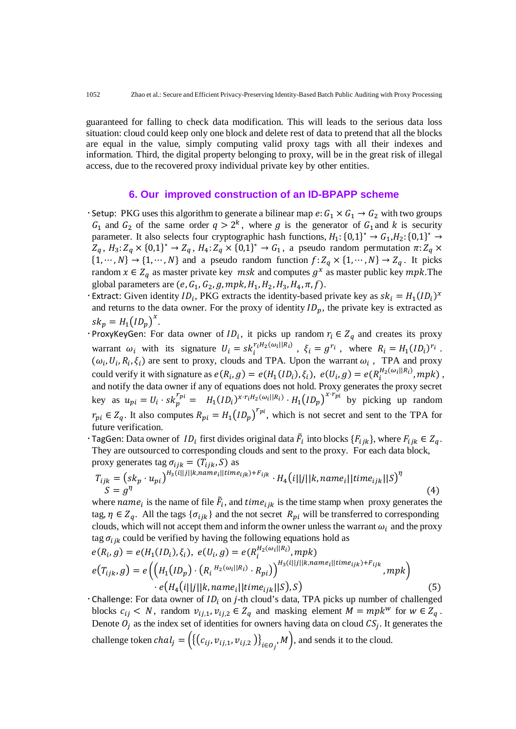guaranteed for falling to check data modification. This will leads to the serious data loss situation: cloud could keep only one block and delete rest of data to pretend that all the blocks are equal in the value, simply computing valid proxy tags with all their indexes and information. Third, the digital property belonging to proxy, will be in the great risk of illegal access, due to the recovered proxy individual private key by other entities.

## 6. Our improved construction of an ID-BPAPP scheme

- Setup: PKG uses this algorithm to generate a bilinear map $e: G_1 \times G_1 \to G_2$ with two groups $G_1$ and $G_2$ of the same order $q > 2^k$, where $g$ is the generator of $G_1$ and $k$ is security parameter. It also selects four cryptographic hash functions, $H_1: \{0,1\}^* \to G_1, H_2: \{0,1\}^* \to Z_q$, $H_3: Z_q \times \{0,1\}^* \to Z_q$, $H_4: Z_q \times \{0,1\}^* \to G_1$, a pseudo random permutation $\pi: Z_q \times \{1, \cdots, N\} \to \{1, \cdots, N\}$ and a pseudo random function $f: Z_q \times \{1, \cdots, N\} \to Z_q$. It picks random $x \in Z_q$ as master private key $msk$ and computes $g^x$ as master public key $mpk$. The global parameters are $(e, G_1, G_2, g, mpk, H_1, H_2, H_3, H_4, \pi, f)$.
- Extract: Given identity $ID_i$, PKG extracts the identity-based private key as $sk_i = H_1(ID_i)^x$ and returns to the data owner. For the proxy of identity $ID_p$, the private key is extracted as $sk_p = H_1(ID_p)^x$.
- ProxyKeyGen: For data owner of $ID_i$, it picks up random $r_i \in Z_q$ and creates its proxy warrant $\omega_i$ with its signature $U_i = sk_i^{r_i H_2(\omega_i || R_i)}$, $\xi_i = g^{r_i}$, where $R_i = H_1(ID_i)^{r_i}$. $(\omega_i, U_i, R_i, \xi_i)$ are sent to proxy, clouds and TPA. Upon the warrant $\omega_i$, TPA and proxy could verify it with signature as $e(R_i, g) = e(H_1(ID_i), \xi_i)$, $e(U_i, g) = e(R_i^{H_2(\omega_i || R_i)}, mpk)$, and notify the data owner if any of equations does not hold. Proxy generates the proxy secret key as $u_{pi} = U_i \cdot sk_p^{r_{pi}} = H_1(ID_i)^{x \cdot r_i H_2(\omega_i || R_i)} \cdot H_1(ID_p)^{x \cdot r_{pi}}$ by picking up random $r_{pi} \in Z_q$. It also computes $R_{pi} = H_1(ID_p)^{r_{pi}}$, which is not secret and sent to the TPA for future verification.
- TagGen: Data owner of $ID_i$ first divides original data $\tilde{F}_i$ into blocks $\{F_{ijk}\}$, where $F_{ijk} \in Z_q$. They are outsourced to corresponding clouds and sent to the proxy. For each data block, proxy generates tag $\sigma_{ijk} = (T_{ijk}, S)$ as

$$T_{ijk} = (sk_p \cdot u_{pi})^{H_3(i||j||k, name_i || time_{ijk}) + F_{ijk}} \cdot H_4(i||j||k, name_i || time_{ijk} || S)^\eta$$
$$S = g^\eta \tag{4}$$

where $name_i$ is the name of file $\tilde{F}_i$, and $time_{ijk}$ is the time stamp when proxy generates the tag, $\eta \in Z_q$. All the tags $\{\sigma_{ijk}\}$ and the not secret $R_{pi}$ will be transferred to corresponding clouds, which will not accept them and inform the owner unless the warrant $\omega_i$ and the proxy tag $\sigma_{ijk}$ could be verified by having the following equations hold as

$$e(R_i, g) = e(H_1(ID_i), \xi_i), \; e(U_i, g) = e(R_i^{H_2(\omega_i || R_i)}, mpk)$$
$$e(T_{ijk}, g) = e\left(\left(H_1(ID_p) \cdot \left(R_i^{\,H_2(\omega_i || R_i)} \cdot R_{pi}\right)\right)^{H_3(i||j||k, name_i || time_{ijk}) + F_{ijk}}, mpk\right) \cdot e\left(H_4(i||j||k, name_i || time_{ijk} || S), S\right) \tag{5}$$

- Challenge: For data owner of $ID_i$ on $j$-th cloud's data, TPA picks up number of challenged blocks $c_{ij} < N$, random $v_{ij,1}, v_{ij,2} \in Z_q$ and masking element $M = mpk^w$ for $w \in Z_q$. Denote $O_j$ as the index set of identities for owners having data on cloud $CS_j$. It generates the challenge token $chal_j = \left(\{(c_{ij}, v_{ij,1}, v_{ij,2})\}_{i \in O_j}, M\right)$, and sends it to the cloud.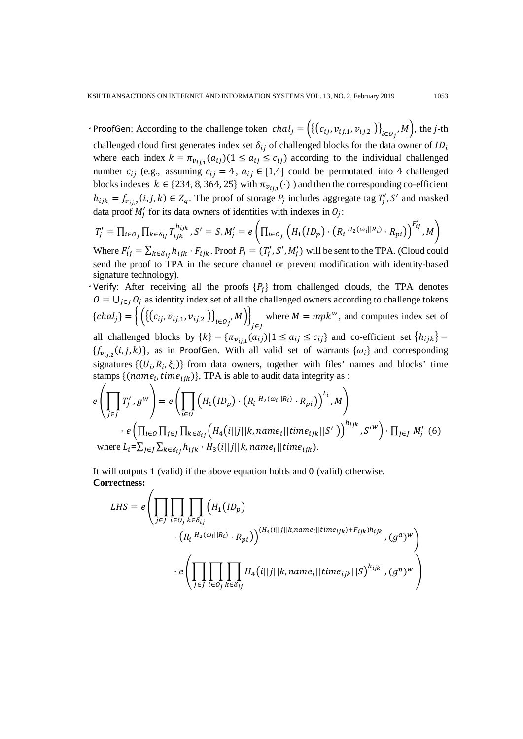- ProofGen: According to the challenge token $chal_j = \left(\left\{\left(c_{ij}, v_{ij,1}, v_{ij,2}\right)\right\}_{i \in O_j}, M\right)$, the $j$-th challenged cloud first generates index set $\delta_{ij}$ of challenged blocks for the data owner of $ID_i$ where each index $k = \pi_{v_{ij,1}}(a_{ij})(1 \le a_{ij} \le c_{ij})$ according to the individual challenged number $c_{ij}$ (e.g., assuming $c_{ij} = 4$, $a_{ij} \in [1,4]$ could be permutated into 4 challenged blocks indexes $k \in \{234, 8, 364, 25\}$ with $\pi_{v_{ij,1}}(\cdot)$ ) and then the corresponding co-efficient $h_{ijk} = f_{v_{ij,2}}(i, j, k) \in Z_q$. The proof of storage $P_j$ includes aggregate tag $T'_j, S'$ and masked data proof $M'_j$ for its data owners of identities with indexes in $O_j$:

$$T'_j = \prod_{i \in O_j} \prod_{k \in \delta_{ij}} T_{ijk}^{h_{ijk}}, S' = S, M'_j = e\left(\prod_{i \in O_j}\left(H_1(ID_p) \cdot \left(R_i^{\,H_2(\omega_i||R_i)} \cdot R_{pi}\right)\right)^{F'_{ij}}, M\right)$$

Where $F'_{ij} = \sum_{k \in \delta_{ij}} h_{ijk} \cdot F_{ijk}$. Proof $P_j = (T'_j, S', M'_j)$ will be sent to the TPA. (Cloud could send the proof to TPA in the secure channel or prevent modification with identity-based signature technology).

- Verify: After receiving all the proofs $\{P_j\}$ from challenged clouds, the TPA denotes $O = \bigcup_{j \in J} O_j$ as identity index set of all the challenged owners according to challenge tokens $\{chal_j\} = \left\{\left(\left\{\left(c_{ij}, v_{ij,1}, v_{ij,2}\right)\right\}_{i \in O_j}, M\right)\right\}_{j \in J}$ where $M = mpk^w$, and computes index set of all challenged blocks by $\{k\} = \{\pi_{v_{ij,1}}(a_{ij}) | 1 \le a_{ij} \le c_{ij}\}$ and co-efficient set $\{h_{ijk}\} = \{f_{v_{ij,2}}(i, j, k)\}$, as in ProofGen. With all valid set of warrants $\{\omega_i\}$ and corresponding signatures $\{(U_i, R_i, \xi_i)\}$ from data owners, together with files' names and blocks' time stamps $\{(name_i, time_{ijk})\}$, TPA is able to audit data integrity as :

$$e\left(\prod_{j \in J} T'_j, g^w\right) = e\left(\prod_{i \in O}\left(H_1(ID_p) \cdot \left(R_i^{\,H_2(\omega_i||R_i)} \cdot R_{pi}\right)\right)^{L_i}, M\right) \cdot e\left(\prod_{i \in O} \prod_{j \in J} \prod_{k \in \delta_{ij}}\left(H_4\left(i||j||k, name_i||time_{ijk}||S'\right)\right)^{h_{ijk}}, S'^{w}\right) \cdot \prod_{j \in J} M'_j \quad (6)$$

where $L_i = \sum_{j \in J} \sum_{k \in \delta_{ij}} h_{ijk} \cdot H_3(i||j||k, name_i||time_{ijk})$.

It will outputs 1 (valid) if the above equation holds and 0 (valid) otherwise.

**Correctness:**

$$LHS = e\left(\prod_{j \in J} \prod_{i \in O_j} \prod_{k \in \delta_{ij}}\left(H_1(ID_p) \cdot \left(R_i^{\,H_2(\omega_i||R_i)} \cdot R_{pi}\right)\right)^{(H_3(i||j||k, name_i||time_{ijk}) + F_{ijk})h_{ijk}}, (g^a)^w\right) \cdot e\left(\prod_{j \in J} \prod_{i \in O_j} \prod_{k \in \delta_{ij}} H_4\left(i||j||k, name_i||time_{ijk}||S\right)^{h_{ijk}}, (g^\eta)^w\right)$$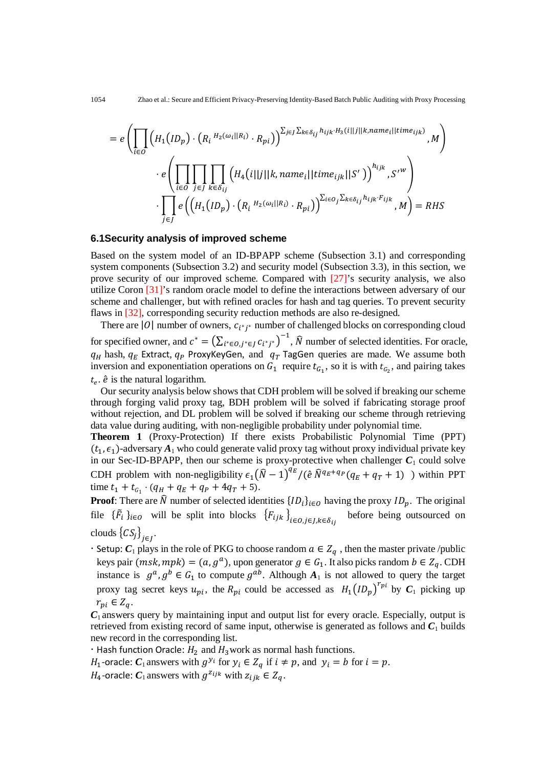$$= e\left(\prod_{i\in O}\left(H_1(ID_p)\cdot\left(R_i^{\;H_2(\omega_i||R_i)}\cdot R_{pi}\right)\right)^{\sum_{j\in J}\sum_{k\in\delta_{ij}} h_{ijk}\cdot H_3(i||j||k,name_i||time_{ijk})}, M\right)$$

$$\cdot\, e\left(\prod_{i\in O}\prod_{j\in J}\prod_{k\in\delta_{ij}}\left(H_4(i||j||k, name_i||time_{ijk}||S')\right)^{h_{ijk}}, S'^{w}\right)$$

$$\cdot \prod_{j\in J} e\left(\left(H_1(ID_p)\cdot\left(R_i^{\;H_2(\omega_i||R_i)}\cdot R_{pi}\right)\right)^{\sum_{i\in O_j}\sum_{k\in\delta_{ij}} h_{ijk}\cdot F_{ijk}}, M\right) = RHS$$

### 6.1Security analysis of improved scheme

Based on the system model of an ID-BPAPP scheme (Subsection 3.1) and corresponding system components (Subsection 3.2) and security model (Subsection 3.3), in this section, we prove security of our improved scheme. Compared with [27]'s security analysis, we also utilize Coron [31]'s random oracle model to define the interactions between adversary of our scheme and challenger, but with refined oracles for hash and tag queries. To prevent security flaws in [32], corresponding security reduction methods are also re-designed.

There are $|O|$ number of owners, $c_{i^*j^*}$ number of challenged blocks on corresponding cloud for specified owner, and $c^* = \left(\sum_{i^*\in O, j^*\in J} c_{i^*j^*}\right)^{-1}$, $\widehat{N}$ number of selected identities. For oracle, $q_H$ hash, $q_E$ Extract, $q_P$ ProxyKeyGen, and $q_T$ TagGen queries are made. We assume both inversion and exponentiation operations on $G_1$ require $t_{G_1}$, so it is with $t_{G_2}$, and pairing takes $t_e$. $\hat{e}$ is the natural logarithm.

Our security analysis below shows that CDH problem will be solved if breaking our scheme through forging valid proxy tag, BDH problem will be solved if fabricating storage proof without rejection, and DL problem will be solved if breaking our scheme through retrieving data value during auditing, with non-negligible probability under polynomial time.

**Theorem 1** (Proxy-Protection) If there exists Probabilistic Polynomial Time (PPT) $(t_1, \epsilon_1)$-adversary $\boldsymbol{A}_1$ who could generate valid proxy tag without proxy individual private key in our Sec-ID-BPAPP, then our scheme is proxy-protective when challenger $\boldsymbol{C}_1$ could solve CDH problem with non-negligibility $\epsilon_1(\widehat{N}-1)^{q_E}/(\hat{e}\,\widehat{N}^{q_E+q_P}(q_E+q_T+1))$ within PPT time $t_1 + t_{G_1}\cdot(q_H+q_E+q_P+4q_T+5)$.

**Proof**: There are $\widehat{N}$ number of selected identities $\{ID_i\}_{i\in O}$ having the proxy $ID_p$. The original file $\{\tilde{F}_i\}_{i\in O}$ will be split into blocks $\{F_{ijk}\}_{i\in O, j\in J, k\in\delta_{ij}}$ before being outsourced on clouds $\{CS_j\}_{j\in J}$.

- Setup: $\boldsymbol{C}_1$ plays in the role of PKG to choose random $a\in Z_q$, then the master private /public keys pair $(msk, mpk) = (a, g^a)$, upon generator $g\in G_1$. It also picks random $b\in Z_q$. CDH instance is $g^a, g^b\in G_1$ to compute $g^{ab}$. Although $\boldsymbol{A}_1$ is not allowed to query the target proxy tag secret keys $u_{pi}$, the $R_{pi}$ could be accessed as $H_1(ID_p)^{r_{pi}}$ by $\boldsymbol{C}_1$ picking up $r_{pi}\in Z_q$.

$\boldsymbol{C}_1$ answers query by maintaining input and output list for every oracle. Especially, output is retrieved from existing record of same input, otherwise is generated as follows and $\boldsymbol{C}_1$ builds new record in the corresponding list.

- Hash function Oracle: $H_2$ and $H_3$ work as normal hash functions.

$H_1$-oracle: $\boldsymbol{C}_1$ answers with $g^{y_i}$ for $y_i\in Z_q$ if $i\neq p$, and $y_i = b$ for $i = p$.

$H_4$-oracle: $\boldsymbol{C}_1$ answers with $g^{z_{ijk}}$ with $z_{ijk}\in Z_q$.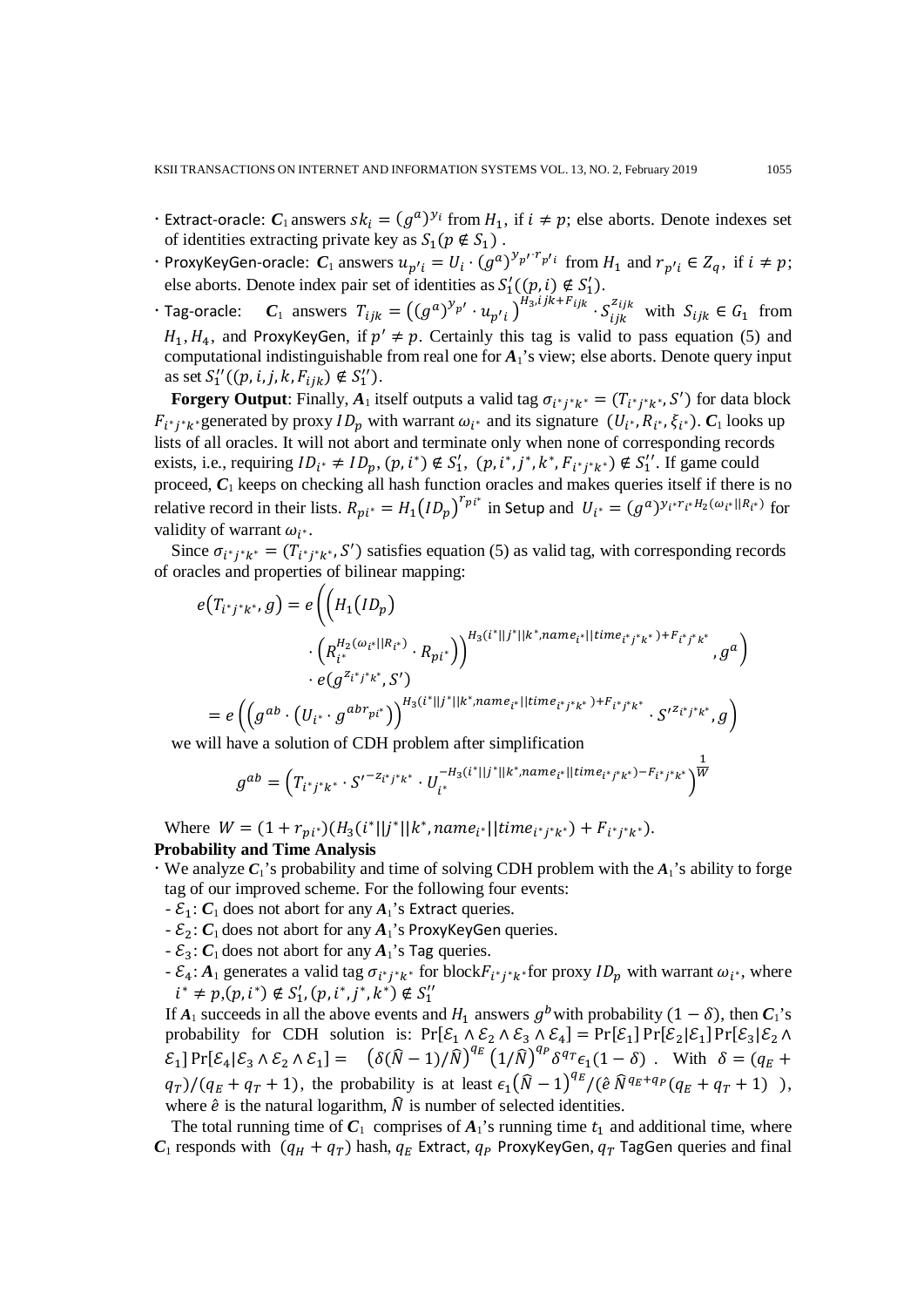- Extract-oracle: $\boldsymbol{C}_1$ answers $sk_i = (g^a)^{y_i}$ from $H_1$, if $i \neq p$; else aborts. Denote indexes set of identities extracting private key as $S_1 (p \notin S_1)$ .
- ProxyKeyGen-oracle: $\boldsymbol{C}_1$ answers $u_{p'i} = U_i \cdot (g^a)^{y_{p'} \cdot r_{p'i}}$ from $H_1$ and $r_{p'i} \in Z_q$, if $i \neq p$; else aborts. Denote index pair set of identities as $S_1'((p,i) \notin S_1')$.
- Tag-oracle: $\boldsymbol{C}_1$ answers $T_{ijk} = \left((g^a)^{y_{p'}} \cdot u_{p'i}\right)^{H_3, ijk + F_{ijk}} \cdot S_{ijk}^{z_{ijk}}$ with $S_{ijk} \in G_1$ from $H_1, H_4$, and ProxyKeyGen, if $p' \neq p$. Certainly this tag is valid to pass equation (5) and computational indistinguishable from real one for $\boldsymbol{A}_1$'s view; else aborts. Denote query input as set $S_1''((p,i,j,k,F_{ijk}) \notin S_1'')$.

**Forgery Output**: Finally, $\boldsymbol{A}_1$ itself outputs a valid tag $\sigma_{i^*j^*k^*} = (T_{i^*j^*k^*}, S')$ for data block $F_{i^*j^*k^*}$ generated by proxy $ID_p$ with warrant $\omega_{i^*}$ and its signature $(U_{i^*}, R_{i^*}, \xi_{i^*})$. $\boldsymbol{C}_1$ looks up lists of all oracles. It will not abort and terminate only when none of corresponding records exists, i.e., requiring $ID_{i^*} \neq ID_p, (p, i^*) \notin S_1', (p, i^*, j^*, k^*, F_{i^*j^*k^*}) \notin S_1''$. If game could proceed, $\boldsymbol{C}_1$ keeps on checking all hash function oracles and makes queries itself if there is no relative record in their lists. $R_{pi^*} = H_1(ID_p)^{r_{pi^*}}$ in Setup and $U_{i^*} = (g^a)^{y_{i^*} r_{i^*} H_2(\omega_{i^*} || R_{i^*})}$ for validity of warrant $\omega_{i^*}$.

Since $\sigma_{i^*j^*k^*} = (T_{i^*j^*k^*}, S')$ satisfies equation (5) as valid tag, with corresponding records of oracles and properties of bilinear mapping:

$$
\begin{aligned}
e(T_{i^*j^*k^*}, g) &= e\Bigg(\bigg(H_1(ID_p) \\
&\quad \cdot \left(R_{i^*}^{H_2(\omega_{i^*}||R_{i^*})} \cdot R_{pi^*}\right)\bigg)^{H_3(i^*||j^*||k^*, name_{i^*}||time_{i^*j^*k^*}) + F_{i^*j^*k^*}}, g^a\Bigg) \\
&\quad \cdot e(g^{z_{i^*j^*k^*}}, S') \\
&= e\left(\left(g^{ab} \cdot \left(U_{i^*} \cdot g^{abr_{pi^*}}\right)\right)^{H_3(i^*||j^*||k^*, name_{i^*}||time_{i^*j^*k^*}) + F_{i^*j^*k^*}} \cdot S'^{z_{i^*j^*k^*}}, g\right)
\end{aligned}
$$

we will have a solution of CDH problem after simplification

$$
g^{ab} = \left(T_{i^*j^*k^*} \cdot S'^{-z_{i^*j^*k^*}} \cdot U_{i^*}^{-H_3(i^*||j^*||k^*, name_{i^*}||time_{i^*j^*k^*}) - F_{i^*j^*k^*}}\right)^{\frac{1}{W}}
$$

Where $W = (1 + r_{pi^*})(H_3(i^*||j^*||k^*, name_{i^*}||time_{i^*j^*k^*}) + F_{i^*j^*k^*})$.

**Probability and Time Analysis**

- We analyze $\boldsymbol{C}_1$'s probability and time of solving CDH problem with the $\boldsymbol{A}_1$'s ability to forge tag of our improved scheme. For the following four events:
  - $\mathcal{E}_1$: $\boldsymbol{C}_1$ does not abort for any $\boldsymbol{A}_1$'s Extract queries.
  - $\mathcal{E}_2$: $\boldsymbol{C}_1$ does not abort for any $\boldsymbol{A}_1$'s ProxyKeyGen queries.
  - $\mathcal{E}_3$: $\boldsymbol{C}_1$ does not abort for any $\boldsymbol{A}_1$'s Tag queries.
  - $\mathcal{E}_4$: $\boldsymbol{A}_1$ generates a valid tag $\sigma_{i^*j^*k^*}$ for block $F_{i^*j^*k^*}$ for proxy $ID_p$ with warrant $\omega_{i^*}$, where $i^* \neq p, (p, i^*) \notin S_1', (p, i^*, j^*, k^*) \notin S_1''$

  If $\boldsymbol{A}_1$ succeeds in all the above events and $H_1$ answers $g^b$ with probability $(1-\delta)$, then $\boldsymbol{C}_1$'s probability for CDH solution is: $\Pr[\mathcal{E}_1 \wedge \mathcal{E}_2 \wedge \mathcal{E}_3 \wedge \mathcal{E}_4] = \Pr[\mathcal{E}_1] \Pr[\mathcal{E}_2 | \mathcal{E}_1] \Pr[\mathcal{E}_3 | \mathcal{E}_2 \wedge \mathcal{E}_1] \Pr[\mathcal{E}_4 | \mathcal{E}_3 \wedge \mathcal{E}_2 \wedge \mathcal{E}_1] = \left(\delta(\widehat{N}-1)/\widehat{N}\right)^{q_E} \left(1/\widehat{N}\right)^{q_P} \delta^{q_T} \epsilon_1 (1-\delta)$ . With $\delta = (q_E + q_T)/(q_E + q_T + 1)$, the probability is at least $\epsilon_1 \left(\widehat{N}-1\right)^{q_E} / (\hat{e}\, \widehat{N}^{q_E + q_P}(q_E + q_T + 1)\ )$, where $\hat{e}$ is the natural logarithm, $\widehat{N}$ is number of selected identities.

The total running time of $\boldsymbol{C}_1$ comprises of $\boldsymbol{A}_1$'s running time $t_1$ and additional time, where $\boldsymbol{C}_1$ responds with $(q_H + q_T)$ hash, $q_E$ Extract, $q_P$ ProxyKeyGen, $q_T$ TagGen queries and final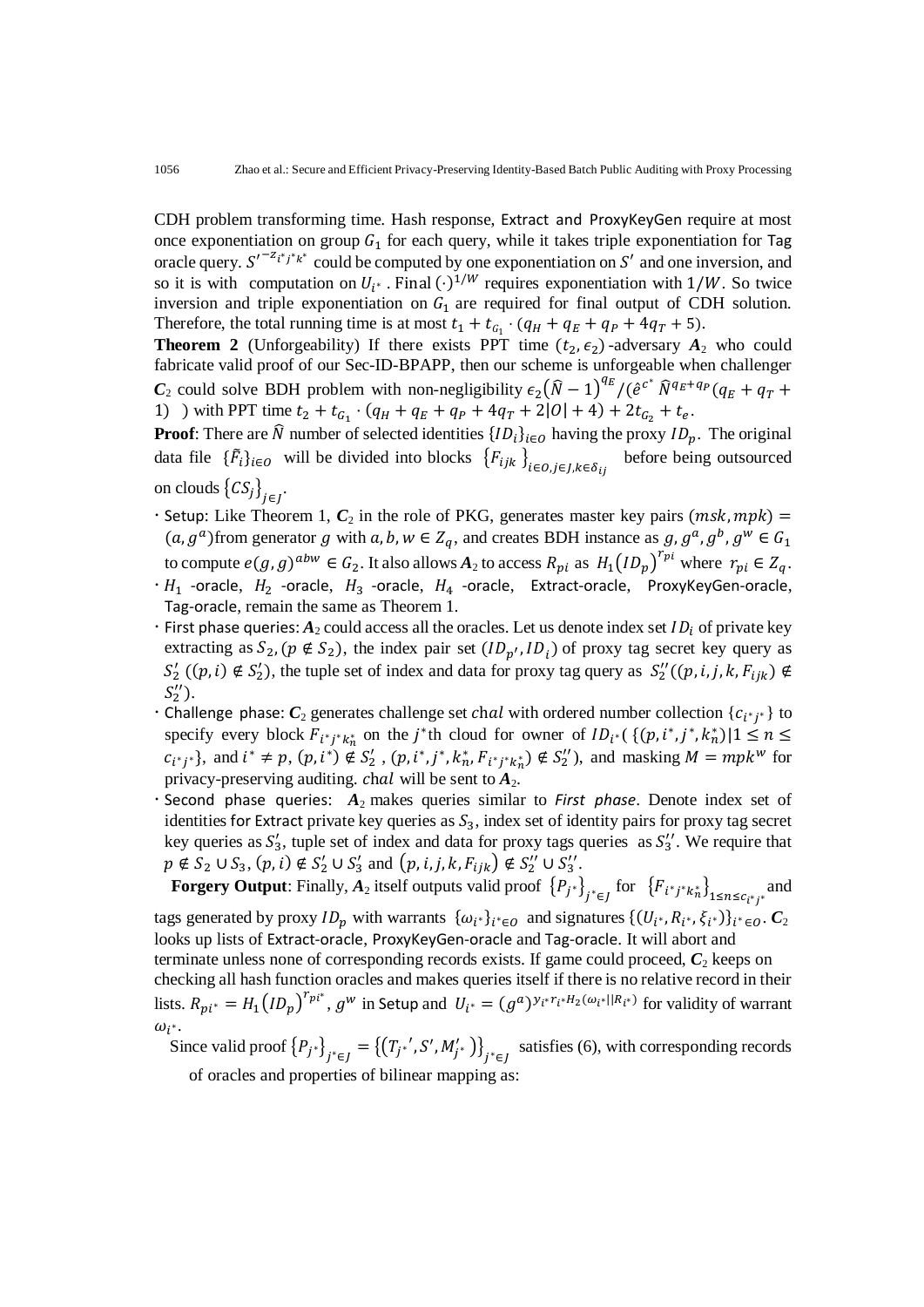CDH problem transforming time. Hash response, Extract and ProxyKeyGen require at most once exponentiation on group $G_1$ for each query, while it takes triple exponentiation for Tag oracle query. $S'^{-z_{i^*j^*k^*}}$ could be computed by one exponentiation on $S'$ and one inversion, and so it is with computation on $U_{i^*}$. Final $(\cdot)^{1/W}$ requires exponentiation with $1/W$. So twice inversion and triple exponentiation on $G_1$ are required for final output of CDH solution. Therefore, the total running time is at most $t_1 + t_{G_1} \cdot (q_H + q_E + q_P + 4q_T + 5)$.

**Theorem 2** (Unforgeability) If there exists PPT time $(t_2, \epsilon_2)$-adversary $\boldsymbol{A}_2$ who could fabricate valid proof of our Sec-ID-BPAPP, then our scheme is unforgeable when challenger $\boldsymbol{C}_2$ could solve BDH problem with non-negligibility $\epsilon_2\left(\widehat{N}-1\right)^{q_E}/(\hat{e}^{c^*}\,\widehat{N}^{q_E+q_P}(q_E+q_T+1)$ ) with PPT time $t_2 + t_{G_1} \cdot (q_H + q_E + q_P + 4q_T + 2|O| + 4) + 2t_{G_2} + t_e$.

**Proof**: There are $\widehat{N}$ number of selected identities $\{ID_i\}_{i\in O}$ having the proxy $ID_p$. The original data file $\{\tilde{F}_i\}_{i\in O}$ will be divided into blocks $\{F_{ijk}\}_{i\in O, j\in J, k\in\delta_{ij}}$ before being outsourced on clouds $\{CS_j\}_{j\in J}$.

- Setup: Like Theorem 1, $\boldsymbol{C}_2$ in the role of PKG, generates master key pairs $(msk, mpk) = (a, g^a)$from generator $g$ with $a, b, w \in Z_q$, and creates BDH instance as $g, g^a, g^b, g^w \in G_1$ to compute $e(g,g)^{abw} \in G_2$. It also allows $\boldsymbol{A}_2$ to access $R_{pi}$ as $H_1(ID_p)^{r_{pi}}$ where $r_{pi} \in Z_q$.
- $H_1$ -oracle, $H_2$ -oracle, $H_3$ -oracle, $H_4$ -oracle, Extract-oracle, ProxyKeyGen-oracle, Tag-oracle, remain the same as Theorem 1.
- First phase queries: $\boldsymbol{A}_2$ could access all the oracles. Let us denote index set $ID_i$ of private key extracting as $S_2, (p \notin S_2)$, the index pair set $(ID_{p'}, ID_i)$ of proxy tag secret key query as $S_2'$ $((p,i) \notin S_2')$, the tuple set of index and data for proxy tag query as $S_2''((p,i,j,k,F_{ijk}) \notin S_2'')$.
- Challenge phase: $\boldsymbol{C}_2$ generates challenge set $chal$ with ordered number collection $\{c_{i^*j^*}\}$ to specify every block $F_{i^*j^*k_n^*}$ on the $j^*$th cloud for owner of $ID_{i^*}(\{(p,i^*,k_n^*)|1\le n\le c_{i^*j^*}\}$, and $i^* \neq p$, $(p,i^*) \notin S_2'$ , $(p,i^*,j^*,k_n^*,F_{i^*j^*k_n^*}) \notin S_2''$), and masking $M = mpk^w$ for privacy-preserving auditing. $chal$ will be sent to $\boldsymbol{A}_2$.
- Second phase queries: $\boldsymbol{A}_2$ makes queries similar to *First phase*. Denote index set of identities for Extract private key queries as $S_3$, index set of identity pairs for proxy tag secret key queries as $S_3'$, tuple set of index and data for proxy tags queries as $S_3''$. We require that $p \notin S_2 \cup S_3$, $(p,i) \notin S_2' \cup S_3'$ and $(p,i,j,k,F_{ijk}) \notin S_2'' \cup S_3''$.

**Forgery Output**: Finally, $\boldsymbol{A}_2$ itself outputs valid proof $\{P_{j^*}\}_{j^*\in J}$ for $\{F_{i^*j^*k_n^*}\}_{1\le n\le c_{i^*j^*}}$ and tags generated by proxy $ID_p$ with warrants $\{\omega_{i^*}\}_{i^*\in O}$ and signatures $\{(U_{i^*}, R_{i^*}, \xi_{i^*})\}_{i^*\in O}$. $\boldsymbol{C}_2$ looks up lists of Extract-oracle, ProxyKeyGen-oracle and Tag-oracle. It will abort and terminate unless none of corresponding records exists. If game could proceed, $\boldsymbol{C}_2$ keeps on checking all hash function oracles and makes queries itself if there is no relative record in their lists. $R_{pi^*} = H_1(ID_p)^{r_{pi^*}}$, $g^w$ in Setup and $U_{i^*} = (g^a)^{y_{i^*}r_{i^*}H_2(\omega_{i^*}||R_{i^*})}$ for validity of warrant $\omega_{i^*}$.

Since valid proof $\{P_{j^*}\}_{j^*\in J} = \{(T_{j^*}', S', M_{j^*}')\}_{j^*\in J}$ satisfies (6), with corresponding records of oracles and properties of bilinear mapping as: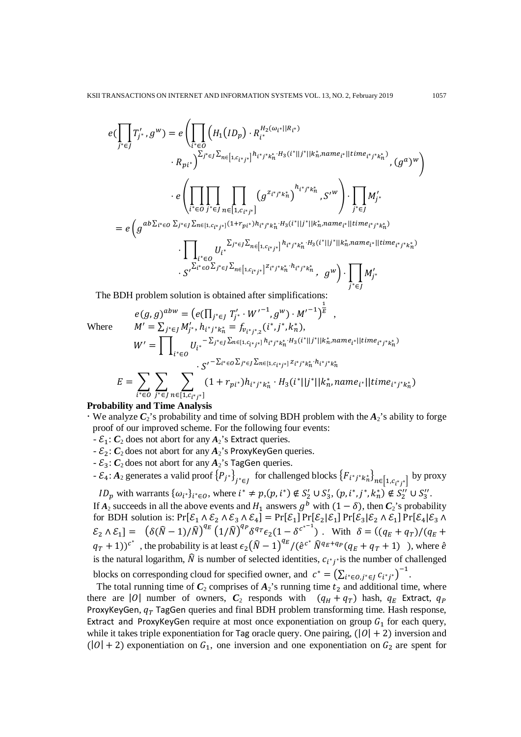$$
\begin{aligned}
e(\prod_{j^*\in J} T'_{j^*}, g^w) &= e\left(\prod_{i^*\in O}\left(H_1(ID_p)\cdot R_{i^*}^{H_2(\omega_{i^*}||R_{i^*})}\right.\right.\\
&\qquad \left.\left.\cdot R_{pi^*}\right)^{\sum_{j^*\in J}\sum_{n\in[1,c_{i^*j^*}]} h_{i^*j^*k_n^*}\cdot H_3(i^*||j^*||k_n^*,name_{i^*}||time_{i^*j^*k_n^*})}, (g^a)^w\right)\\
&\quad\cdot e\left(\prod_{i^*\in O}\prod_{j^*\in J}\prod_{n\in[1,c_{i^*j^*}]}\left(g^{z_{i^*j^*k_n^*}}\right)^{h_{i^*j^*k_n^*}}, S'^w\right)\cdot\prod_{j^*\in J} M'_{j^*}\\
&= e\left(g^{ab\sum_{i^*\in O}\sum_{j^*\in J}\sum_{n\in[1,c_{i^*j^*}]}(1+r_{pi^*})h_{i^*j^*k_n^*}\cdot H_3(i^*||j^*||k_n^*,name_{i^*}||time_{i^*j^*k_n^*})}\right.\\
&\qquad\cdot\prod_{i^*\in O} U_{i^*}^{\sum_{j^*\in J}\sum_{n\in[1,c_{i^*j^*}]} h_{i^*j^*k_n^*}\cdot H_3(i^*||j^*||k_n^*,name_{i^*}||time_{i^*j^*k_n^*})}\\
&\qquad\left.\cdot S'^{\sum_{i^*\in O}\sum_{j^*\in J}\sum_{n\in[1,c_{i^*j^*}]} z_{i^*j^*k_n^*}\cdot h_{i^*j^*k_n^*}},\ g^w\right)\cdot\prod_{j^*\in J} M'_{j^*}
\end{aligned}
$$

The BDH problem solution is obtained after simplifications:

$$
e(g,g)^{abw} = \left(e(\textstyle\prod_{j^*\in J} T'_{j^*}\cdot W'^{-1}, g^w)\cdot M'^{-1}\right)^{\frac{1}{E}},
$$

Where

$$
M' = \sum_{j^*\in J} M'_{j^*},\ h_{i^*j^*k_n^*} = f_{v_{i^*j^*,2}}(i^*, j^*, k_n^*),
$$

$$
W' = \prod_{i^*\in O} U_{i^*}^{-\sum_{j^*\in J}\sum_{n\in[1,c_{i^*j^*}]} h_{i^*j^*k_n^*}\cdot H_3(i^*||j^*||k_n^*,name_{i^*}||time_{i^*j^*k_n^*})}\cdot S'^{-\sum_{i^*\in O}\sum_{j^*\in J}\sum_{n\in[1,c_{i^*j^*}]} z_{i^*j^*k_n^*}\cdot h_{i^*j^*k_n^*}}
$$

$$
E = \sum_{i^*\in O}\sum_{j^*\in J}\sum_{n\in[1,c_{i^*j^*}]}(1+r_{pi^*})h_{i^*j^*k_n^*}\cdot H_3(i^*||j^*||k_n^*,name_{i^*}||time_{i^*j^*k_n^*})
$$

**Probability and Time Analysis**

- We analyze $\boldsymbol{C}_2$'s probability and time of solving BDH problem with the $\boldsymbol{A}_2$'s ability to forge proof of our improved scheme. For the following four events:
  - $\mathcal{E}_1$: $\boldsymbol{C}_2$ does not abort for any $\boldsymbol{A}_2$'s Extract queries.
  - $\mathcal{E}_2$: $\boldsymbol{C}_2$ does not abort for any $\boldsymbol{A}_2$'s ProxyKeyGen queries.
  - $\mathcal{E}_3$: $\boldsymbol{C}_2$ does not abort for any $\boldsymbol{A}_2$'s TagGen queries.
  - $\mathcal{E}_4$: $\boldsymbol{A}_2$ generates a valid proof $\{P_{j^*}\}_{j^*\in J}$ for challenged blocks $\{F_{i^*j^*k_n^*}\}_{n\in[1,c_{i^*j^*}]}$ by proxy $ID_p$ with warrants $\{\omega_{i^*}\}_{i^*\in O}$, where $i^*\neq p,(p,i^*)\notin S'_2\cup S'_3$, $(p,i^*,j^*,k_n^*)\notin S''_2\cup S''_3$.

  If $\boldsymbol{A}_2$ succeeds in all the above events and $H_1$ answers $g^b$ with $(1-\delta)$, then $\boldsymbol{C}_2$'s probability for BDH solution is: $\Pr[\mathcal{E}_1\wedge\mathcal{E}_2\wedge\mathcal{E}_3\wedge\mathcal{E}_4] = \Pr[\mathcal{E}_1]\Pr[\mathcal{E}_2|\mathcal{E}_1]\Pr[\mathcal{E}_3|\mathcal{E}_2\wedge\mathcal{E}_1]\Pr[\mathcal{E}_4|\mathcal{E}_3\wedge\mathcal{E}_2\wedge\mathcal{E}_1] = \left(\delta(\widehat{N}-1)/\widehat{N}\right)^{q_E}\left(1/\widehat{N}\right)^{q_P}\delta^{q_T}\epsilon_2(1-\delta^{c^{*-1}})$. With $\delta = ((q_E+q_T)/(q_E+q_T+1))^{c^*}$, the probability is at least $\epsilon_2(\widehat{N}-1)^{q_E}/(\hat{e}^{c^*}\widehat{N}^{q_E+q_P}(q_E+q_T+1))$, where $\hat{e}$ is the natural logarithm, $\widehat{N}$ is number of selected identities, $c_{i^*j^*}$ is the number of challenged blocks on corresponding cloud for specified owner, and $c^* = \left(\sum_{i^*\in O,j^*\in J} c_{i^*j^*}\right)^{-1}$.

The total running time of $\boldsymbol{C}_2$ comprises of $\boldsymbol{A}_2$'s running time $t_2$ and additional time, where there are $|O|$ number of owners, $\boldsymbol{C}_2$ responds with $(q_H+q_T)$ hash, $q_E$ Extract, $q_P$ ProxyKeyGen, $q_T$ TagGen queries and final BDH problem transforming time. Hash response, Extract and ProxyKeyGen require at most once exponentiation on group $G_1$ for each query, while it takes triple exponentiation for Tag oracle query. One pairing, $(|O|+2)$ inversion and $(|O|+2)$ exponentiation on $G_1$, one inversion and one exponentiation on $G_2$ are spent for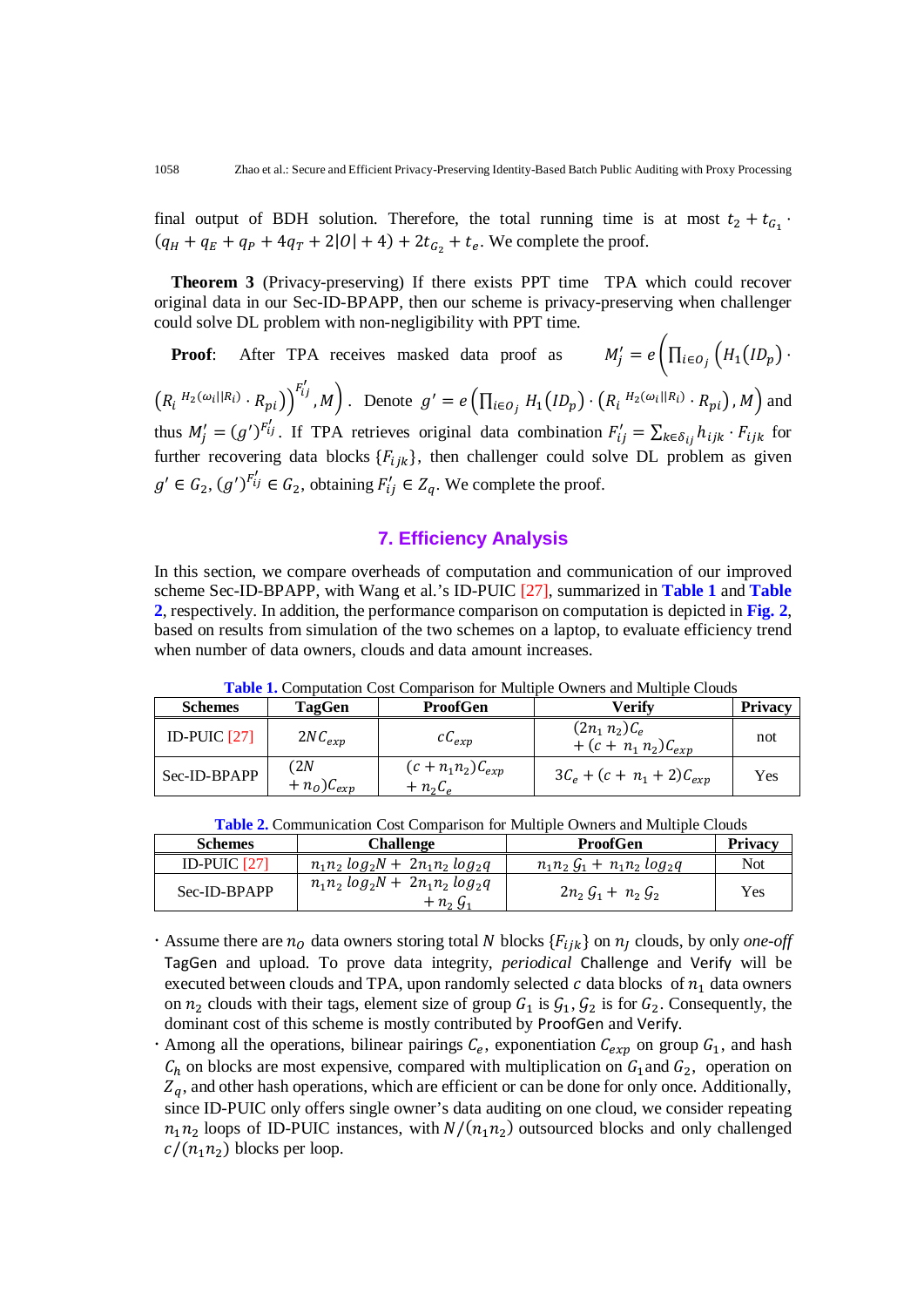final output of BDH solution. Therefore, the total running time is at most $t_2 + t_{G_1} \cdot (q_H + q_E + q_P + 4q_T + 2|O| + 4) + 2t_{G_2} + t_e$. We complete the proof.

**Theorem 3** (Privacy-preserving) If there exists PPT time TPA which could recover original data in our Sec-ID-BPAPP, then our scheme is privacy-preserving when challenger could solve DL problem with non-negligibility with PPT time.

**Proof**: After TPA receives masked data proof as $M_j' = e\left(\prod_{i \in O_j}\left(H_1(ID_p) \cdot \left(R_i^{\,H_2(\omega_i \| R_i)} \cdot R_{pi}\right)\right)^{F_{ij}'}, M\right)$. Denote $g' = e\left(\prod_{i \in O_j} H_1(ID_p) \cdot \left(R_i^{\,H_2(\omega_i \| R_i)} \cdot R_{pi}\right), M\right)$ and thus $M_j' = (g')^{F_{ij}'}$. If TPA retrieves original data combination $F_{ij}' = \sum_{k \in \delta_{ij}} h_{ijk} \cdot F_{ijk}$ for further recovering data blocks $\{F_{ijk}\}$, then challenger could solve DL problem as given $g' \in G_2$, $(g')^{F_{ij}'} \in G_2$, obtaining $F_{ij}' \in Z_q$. We complete the proof.

## 7. Efficiency Analysis

In this section, we compare overheads of computation and communication of our improved scheme Sec-ID-BPAPP, with Wang et al.'s ID-PUIC [27], summarized in Table 1 and Table 2, respectively. In addition, the performance comparison on computation is depicted in Fig. 2, based on results from simulation of the two schemes on a laptop, to evaluate efficiency trend when number of data owners, clouds and data amount increases.

**Table 1.** Computation Cost Comparison for Multiple Owners and Multiple Clouds

| Schemes | TagGen | ProofGen | Verify | Privacy |
|---|---|---|---|---|
| ID-PUIC [27] | $2NC_{exp}$ | $cC_{exp}$ | $(2n_1 n_2)C_e + (c + n_1 n_2)C_{exp}$ | not |
| Sec-ID-BPAPP | $(2N + n_O)C_{exp}$ | $(c + n_1 n_2)C_{exp} + n_2 C_e$ | $3C_e + (c + n_1 + 2)C_{exp}$ | Yes |

**Table 2.** Communication Cost Comparison for Multiple Owners and Multiple Clouds

| Schemes | Challenge | ProofGen | Privacy |
|---|---|---|---|
| ID-PUIC [27] | $n_1 n_2 \log_2 N + 2n_1 n_2 \log_2 q$ | $n_1 n_2\, \mathcal{G}_1 + n_1 n_2 \log_2 q$ | Not |
| Sec-ID-BPAPP | $n_1 n_2 \log_2 N + 2n_1 n_2 \log_2 q + n_2\, \mathcal{G}_1$ | $2n_2\, \mathcal{G}_1 + n_2\, \mathcal{G}_2$ | Yes |

- Assume there are $n_O$ data owners storing total $N$ blocks $\{F_{ijk}\}$ on $n_J$ clouds, by only *one-off* TagGen and upload. To prove data integrity, *periodical* Challenge and Verify will be executed between clouds and TPA, upon randomly selected $c$ data blocks of $n_1$ data owners on $n_2$ clouds with their tags, element size of group $G_1$ is $\mathcal{G}_1$, $\mathcal{G}_2$ is for $G_2$. Consequently, the dominant cost of this scheme is mostly contributed by ProofGen and Verify.
- Among all the operations, bilinear pairings $C_e$, exponentiation $C_{exp}$ on group $G_1$, and hash $C_h$ on blocks are most expensive, compared with multiplication on $G_1$ and $G_2$, operation on $Z_q$, and other hash operations, which are efficient or can be done for only once. Additionally, since ID-PUIC only offers single owner's data auditing on one cloud, we consider repeating $n_1 n_2$ loops of ID-PUIC instances, with $N/(n_1 n_2)$ outsourced blocks and only challenged $c/(n_1 n_2)$ blocks per loop.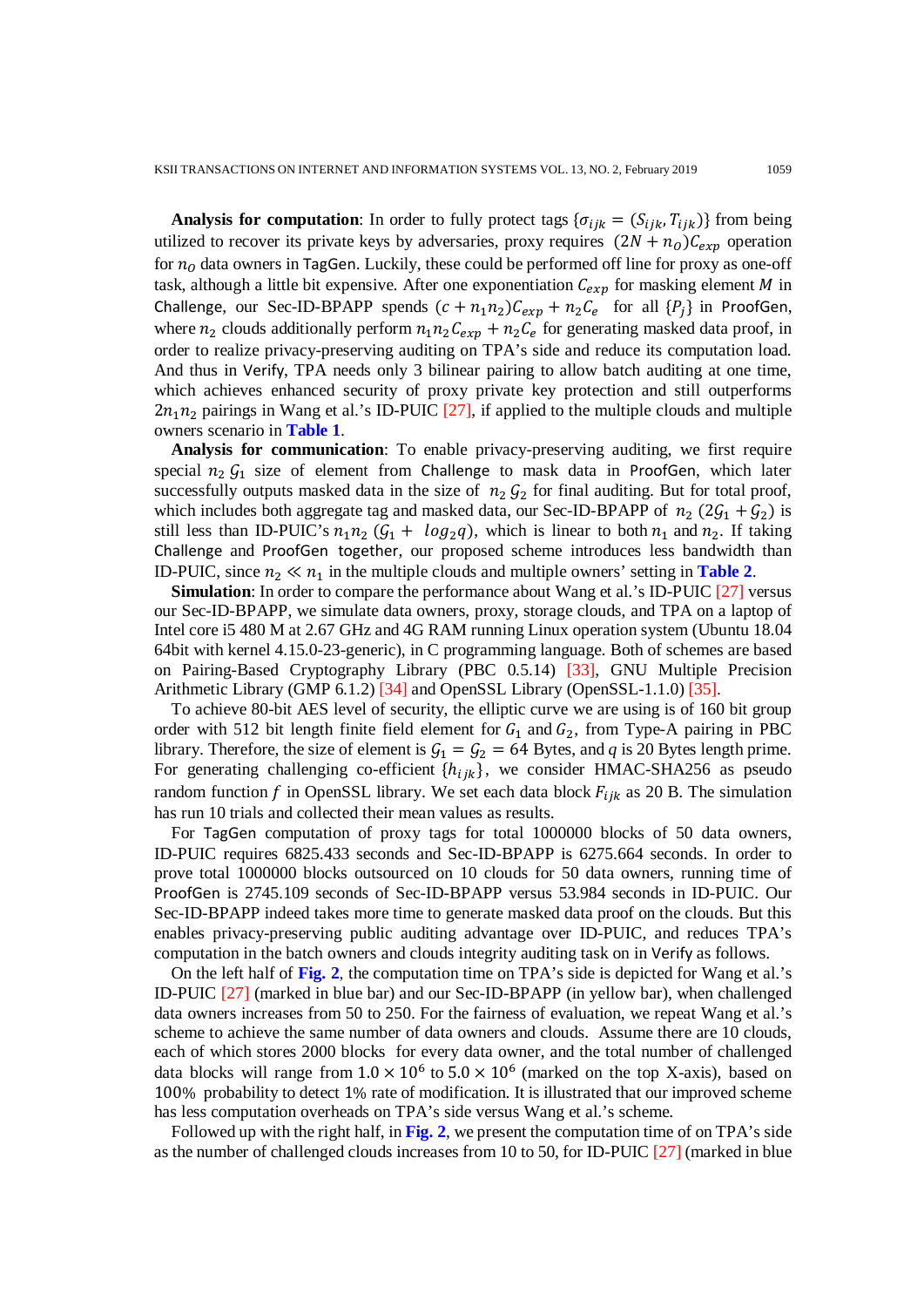**Analysis for computation**: In order to fully protect tags $\{\sigma_{ijk} = (S_{ijk}, T_{ijk})\}$ from being utilized to recover its private keys by adversaries, proxy requires $(2N + n_O)C_{exp}$ operation for $n_O$ data owners in TagGen. Luckily, these could be performed off line for proxy as one-off task, although a little bit expensive. After one exponentiation $C_{exp}$ for masking element $M$ in Challenge, our Sec-ID-BPAPP spends $(c + n_1 n_2)C_{exp} + n_2 C_e$ for all $\{P_j\}$ in ProofGen, where $n_2$ clouds additionally perform $n_1 n_2 C_{exp} + n_2 C_e$ for generating masked data proof, in order to realize privacy-preserving auditing on TPA's side and reduce its computation load. And thus in Verify, TPA needs only 3 bilinear pairing to allow batch auditing at one time, which achieves enhanced security of proxy private key protection and still outperforms $2n_1 n_2$ pairings in Wang et al.'s ID-PUIC [27], if applied to the multiple clouds and multiple owners scenario in **Table 1**.

**Analysis for communication**: To enable privacy-preserving auditing, we first require special $n_2\,\mathcal{G}_1$ size of element from Challenge to mask data in ProofGen, which later successfully outputs masked data in the size of $n_2\,\mathcal{G}_2$ for final auditing. But for total proof, which includes both aggregate tag and masked data, our Sec-ID-BPAPP of $n_2\,(2\mathcal{G}_1 + \mathcal{G}_2)$ is still less than ID-PUIC's $n_1 n_2\,(\mathcal{G}_1 + \log_2 q)$, which is linear to both $n_1$ and $n_2$. If taking Challenge and ProofGen together, our proposed scheme introduces less bandwidth than ID-PUIC, since $n_2 \ll n_1$ in the multiple clouds and multiple owners' setting in **Table 2**.

**Simulation**: In order to compare the performance about Wang et al.'s ID-PUIC [27] versus our Sec-ID-BPAPP, we simulate data owners, proxy, storage clouds, and TPA on a laptop of Intel core i5 480 M at 2.67 GHz and 4G RAM running Linux operation system (Ubuntu 18.04 64bit with kernel 4.15.0-23-generic), in C programming language. Both of schemes are based on Pairing-Based Cryptography Library (PBC 0.5.14) [33], GNU Multiple Precision Arithmetic Library (GMP 6.1.2) [34] and OpenSSL Library (OpenSSL-1.1.0) [35].

To achieve 80-bit AES level of security, the elliptic curve we are using is of 160 bit group order with 512 bit length finite field element for $G_1$ and $G_2$, from Type-A pairing in PBC library. Therefore, the size of element is $\mathcal{G}_1 = \mathcal{G}_2 = 64$ Bytes, and $q$ is 20 Bytes length prime. For generating challenging co-efficient $\{h_{ijk}\}$, we consider HMAC-SHA256 as pseudo random function $f$ in OpenSSL library. We set each data block $F_{ijk}$ as 20 B. The simulation has run 10 trials and collected their mean values as results.

For TagGen computation of proxy tags for total 1000000 blocks of 50 data owners, ID-PUIC requires 6825.433 seconds and Sec-ID-BPAPP is 6275.664 seconds. In order to prove total 1000000 blocks outsourced on 10 clouds for 50 data owners, running time of ProofGen is 2745.109 seconds of Sec-ID-BPAPP versus 53.984 seconds in ID-PUIC. Our Sec-ID-BPAPP indeed takes more time to generate masked data proof on the clouds. But this enables privacy-preserving public auditing advantage over ID-PUIC, and reduces TPA's computation in the batch owners and clouds integrity auditing task on in Verify as follows.

On the left half of **Fig. 2**, the computation time on TPA's side is depicted for Wang et al.'s ID-PUIC [27] (marked in blue bar) and our Sec-ID-BPAPP (in yellow bar), when challenged data owners increases from 50 to 250. For the fairness of evaluation, we repeat Wang et al.'s scheme to achieve the same number of data owners and clouds. Assume there are 10 clouds, each of which stores 2000 blocks for every data owner, and the total number of challenged data blocks will range from $1.0 \times 10^6$ to $5.0 \times 10^6$ (marked on the top X-axis), based on $100\%$ probability to detect $1\%$ rate of modification. It is illustrated that our improved scheme has less computation overheads on TPA's side versus Wang et al.'s scheme.

Followed up with the right half, in **Fig. 2**, we present the computation time of on TPA's side as the number of challenged clouds increases from 10 to 50, for ID-PUIC [27] (marked in blue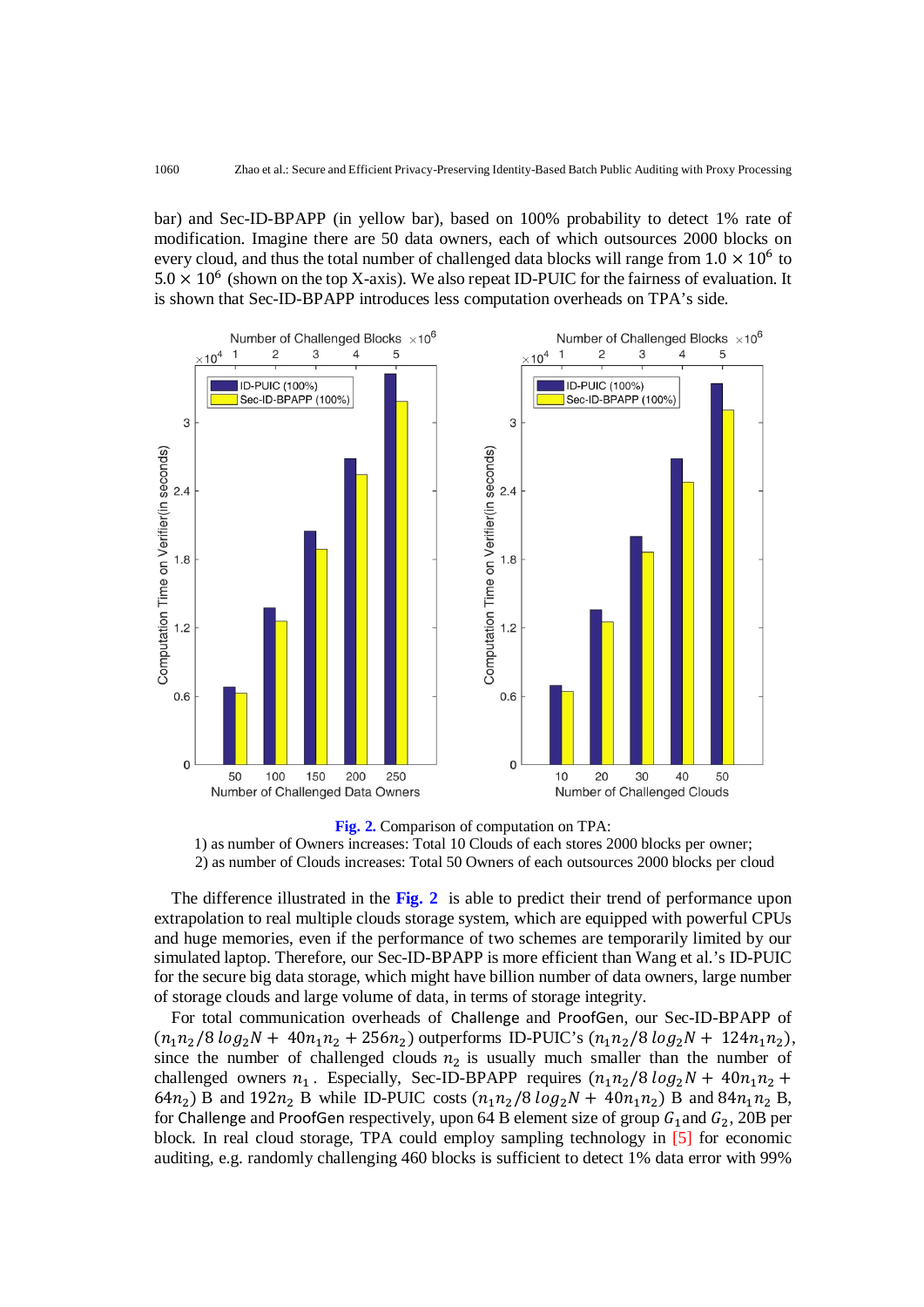bar) and Sec-ID-BPAPP (in yellow bar), based on 100% probability to detect 1% rate of modification. Imagine there are 50 data owners, each of which outsources 2000 blocks on every cloud, and thus the total number of challenged data blocks will range from $1.0 \times 10^6$ to $5.0 \times 10^6$ (shown on the top X-axis). We also repeat ID-PUIC for the fairness of evaluation. It is shown that Sec-ID-BPAPP introduces less computation overheads on TPA's side.

**Fig. 2.** Comparison of computation on TPA:
1) as number of Owners increases: Total 10 Clouds of each stores 2000 blocks per owner;
2) as number of Clouds increases: Total 50 Owners of each outsources 2000 blocks per cloud

The difference illustrated in the **Fig. 2** is able to predict their trend of performance upon extrapolation to real multiple clouds storage system, which are equipped with powerful CPUs and huge memories, even if the performance of two schemes are temporarily limited by our simulated laptop. Therefore, our Sec-ID-BPAPP is more efficient than Wang et al.'s ID-PUIC for the secure big data storage, which might have billion number of data owners, large number of storage clouds and large volume of data, in terms of storage integrity.

For total communication overheads of Challenge and ProofGen, our Sec-ID-BPAPP of $(n_1 n_2/8\, log_2 N + 40 n_1 n_2 + 256 n_2)$ outperforms ID-PUIC's $(n_1 n_2/8\, log_2 N + 124 n_1 n_2)$, since the number of challenged clouds $n_2$ is usually much smaller than the number of challenged owners $n_1$. Especially, Sec-ID-BPAPP requires $(n_1 n_2/8\, log_2 N + 40 n_1 n_2 + 64 n_2)$ B and $192 n_2$ B while ID-PUIC costs $(n_1 n_2/8\, log_2 N + 40 n_1 n_2)$ B and $84 n_1 n_2$ B, for Challenge and ProofGen respectively, upon 64 B element size of group $G_1$ and $G_2$, 20B per block. In real cloud storage, TPA could employ sampling technology in [5] for economic auditing, e.g. randomly challenging 460 blocks is sufficient to detect 1% data error with 99%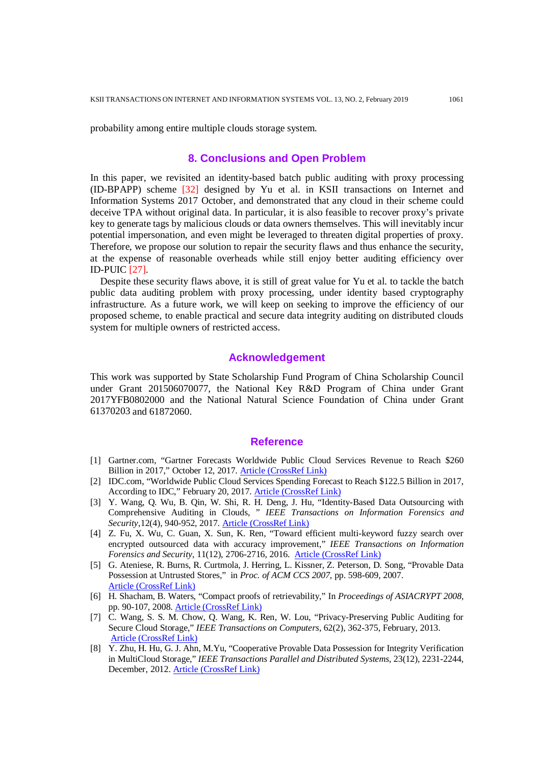probability among entire multiple clouds storage system.

## 8. Conclusions and Open Problem

In this paper, we revisited an identity-based batch public auditing with proxy processing (ID-BPAPP) scheme [32] designed by Yu et al. in KSII transactions on Internet and Information Systems 2017 October, and demonstrated that any cloud in their scheme could deceive TPA without original data. In particular, it is also feasible to recover proxy's private key to generate tags by malicious clouds or data owners themselves. This will inevitably incur potential impersonation, and even might be leveraged to threaten digital properties of proxy. Therefore, we propose our solution to repair the security flaws and thus enhance the security, at the expense of reasonable overheads while still enjoy better auditing efficiency over ID-PUIC [27].

Despite these security flaws above, it is still of great value for Yu et al. to tackle the batch public data auditing problem with proxy processing, under identity based cryptography infrastructure. As a future work, we will keep on seeking to improve the efficiency of our proposed scheme, to enable practical and secure data integrity auditing on distributed clouds system for multiple owners of restricted access.

## Acknowledgement

This work was supported by State Scholarship Fund Program of China Scholarship Council under Grant 201506070077, the National Key R&D Program of China under Grant 2017YFB0802000 and the National Natural Science Foundation of China under Grant 61370203 and 61872060.

## Reference

[1] Gartner.com, "Gartner Forecasts Worldwide Public Cloud Services Revenue to Reach $260 Billion in 2017," October 12, 2017. Article (CrossRef Link)

[2] IDC.com, "Worldwide Public Cloud Services Spending Forecast to Reach $122.5 Billion in 2017, According to IDC," February 20, 2017. Article (CrossRef Link)

[3] Y. Wang, Q. Wu, B. Qin, W. Shi, R. H. Deng, J. Hu, "Identity-Based Data Outsourcing with Comprehensive Auditing in Clouds, " *IEEE Transactions on Information Forensics and Security*,12(4), 940-952, 2017. Article (CrossRef Link)

[4] Z. Fu, X. Wu, C. Guan, X. Sun, K. Ren, "Toward efficient multi-keyword fuzzy search over encrypted outsourced data with accuracy improvement," *IEEE Transactions on Information Forensics and Security*, 11(12), 2706-2716, 2016. Article (CrossRef Link)

[5] G. Ateniese, R. Burns, R. Curtmola, J. Herring, L. Kissner, Z. Peterson, D. Song, "Provable Data Possession at Untrusted Stores," in *Proc. of ACM CCS 2007*, pp. 598-609, 2007. Article (CrossRef Link)

[6] H. Shacham, B. Waters, "Compact proofs of retrievability," In *Proceedings of ASIACRYPT 2008*, pp. 90-107, 2008. Article (CrossRef Link)

[7] C. Wang, S. S. M. Chow, Q. Wang, K. Ren, W. Lou, "Privacy-Preserving Public Auditing for Secure Cloud Storage," *IEEE Transactions on Computers*, 62(2), 362-375, February, 2013. Article (CrossRef Link)

[8] Y. Zhu, H. Hu, G. J. Ahn, M.Yu, "Cooperative Provable Data Possession for Integrity Verification in MultiCloud Storage," *IEEE Transactions Parallel and Distributed Systems*, 23(12), 2231-2244, December, 2012. Article (CrossRef Link)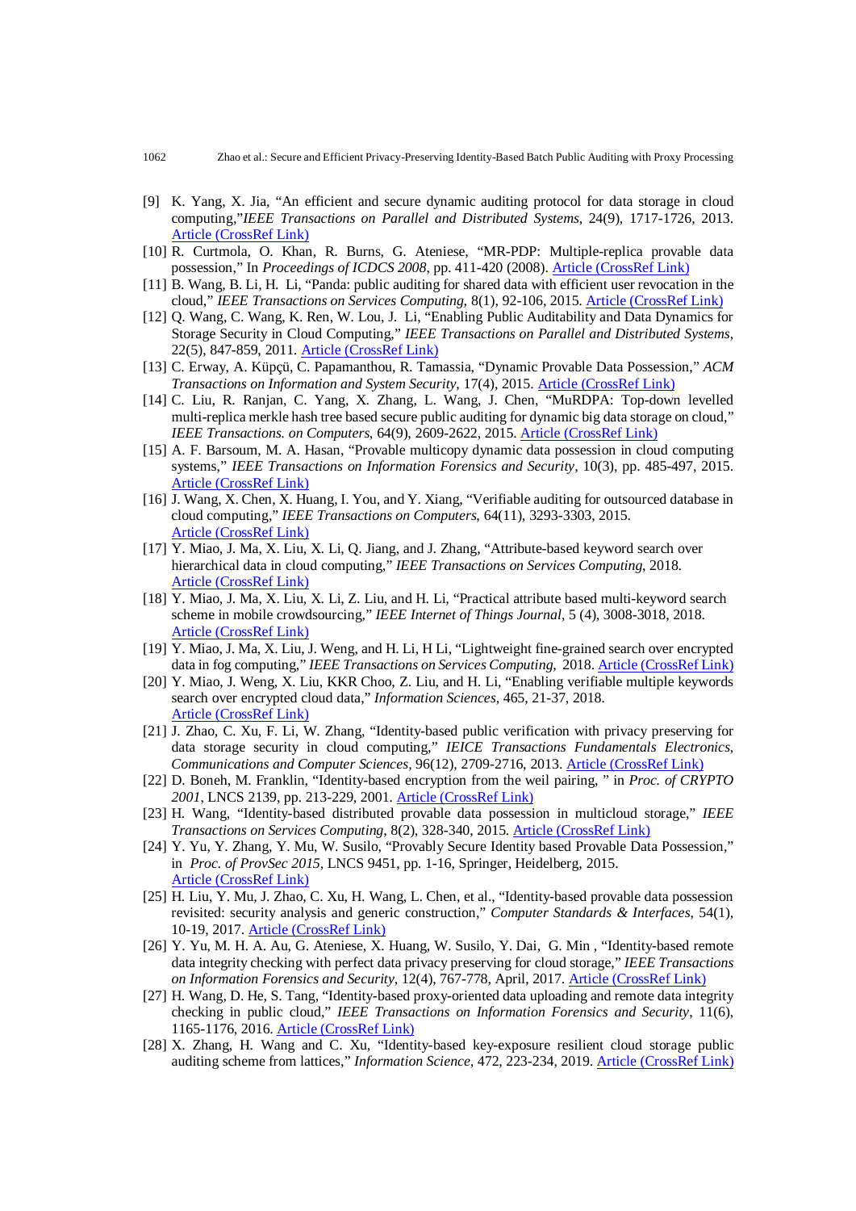[9] K. Yang, X. Jia, "An efficient and secure dynamic auditing protocol for data storage in cloud computing,"*IEEE Transactions on Parallel and Distributed Systems*, 24(9), 1717-1726, 2013. Article (CrossRef Link)

[10] R. Curtmola, O. Khan, R. Burns, G. Ateniese, "MR-PDP: Multiple-replica provable data possession," In *Proceedings of ICDCS 2008*, pp. 411-420 (2008). Article (CrossRef Link)

[11] B. Wang, B. Li, H. Li, "Panda: public auditing for shared data with efficient user revocation in the cloud," *IEEE Transactions on Services Computing*, 8(1), 92-106, 2015. Article (CrossRef Link)

[12] Q. Wang, C. Wang, K. Ren, W. Lou, J. Li, "Enabling Public Auditability and Data Dynamics for Storage Security in Cloud Computing," *IEEE Transactions on Parallel and Distributed Systems*, 22(5), 847-859, 2011. Article (CrossRef Link)

[13] C. Erway, A. Küpçü, C. Papamanthou, R. Tamassia, "Dynamic Provable Data Possession," *ACM Transactions on Information and System Security*, 17(4), 2015. Article (CrossRef Link)

[14] C. Liu, R. Ranjan, C. Yang, X. Zhang, L. Wang, J. Chen, "MuRDPA: Top-down levelled multi-replica merkle hash tree based secure public auditing for dynamic big data storage on cloud," *IEEE Transactions. on Computers*, 64(9), 2609-2622, 2015. Article (CrossRef Link)

[15] A. F. Barsoum, M. A. Hasan, "Provable multicopy dynamic data possession in cloud computing systems," *IEEE Transactions on Information Forensics and Security*, 10(3), pp. 485-497, 2015. Article (CrossRef Link)

[16] J. Wang, X. Chen, X. Huang, I. You, and Y. Xiang, "Verifiable auditing for outsourced database in cloud computing," *IEEE Transactions on Computers*, 64(11), 3293-3303, 2015. Article (CrossRef Link)

[17] Y. Miao, J. Ma, X. Liu, X. Li, Q. Jiang, and J. Zhang, "Attribute-based keyword search over hierarchical data in cloud computing," *IEEE Transactions on Services Computing*, 2018. Article (CrossRef Link)

[18] Y. Miao, J. Ma, X. Liu, X. Li, Z. Liu, and H. Li, "Practical attribute based multi-keyword search scheme in mobile crowdsourcing," *IEEE Internet of Things Journal*, 5 (4), 3008-3018, 2018. Article (CrossRef Link)

[19] Y. Miao, J. Ma, X. Liu, J. Weng, and H. Li, H Li, "Lightweight fine-grained search over encrypted data in fog computing," *IEEE Transactions on Services Computing*, 2018. Article (CrossRef Link)

[20] Y. Miao, J. Weng, X. Liu, KKR Choo, Z. Liu, and H. Li, "Enabling verifiable multiple keywords search over encrypted cloud data," *Information Sciences*, 465, 21-37, 2018. Article (CrossRef Link)

[21] J. Zhao, C. Xu, F. Li, W. Zhang, "Identity-based public verification with privacy preserving for data storage security in cloud computing," *IEICE Transactions Fundamentals Electronics, Communications and Computer Sciences*, 96(12), 2709-2716, 2013. Article (CrossRef Link)

[22] D. Boneh, M. Franklin, "Identity-based encryption from the weil pairing, " in *Proc. of CRYPTO 2001*, LNCS 2139, pp. 213-229, 2001. Article (CrossRef Link)

[23] H. Wang, "Identity-based distributed provable data possession in multicloud storage," *IEEE Transactions on Services Computing*, 8(2), 328-340, 2015. Article (CrossRef Link)

[24] Y. Yu, Y. Zhang, Y. Mu, W. Susilo, "Provably Secure Identity based Provable Data Possession," in *Proc. of ProvSec 2015*, LNCS 9451, pp. 1-16, Springer, Heidelberg, 2015. Article (CrossRef Link)

[25] H. Liu, Y. Mu, J. Zhao, C. Xu, H. Wang, L. Chen, et al., "Identity-based provable data possession revisited: security analysis and generic construction," *Computer Standards & Interfaces*, 54(1), 10-19, 2017. Article (CrossRef Link)

[26] Y. Yu, M. H. A. Au, G. Ateniese, X. Huang, W. Susilo, Y. Dai, G. Min , "Identity-based remote data integrity checking with perfect data privacy preserving for cloud storage," *IEEE Transactions on Information Forensics and Security*, 12(4), 767-778, April, 2017. Article (CrossRef Link)

[27] H. Wang, D. He, S. Tang, "Identity-based proxy-oriented data uploading and remote data integrity checking in public cloud," *IEEE Transactions on Information Forensics and Security*, 11(6), 1165-1176, 2016. Article (CrossRef Link)

[28] X. Zhang, H. Wang and C. Xu, "Identity-based key-exposure resilient cloud storage public auditing scheme from lattices," *Information Science*, 472, 223-234, 2019. Article (CrossRef Link)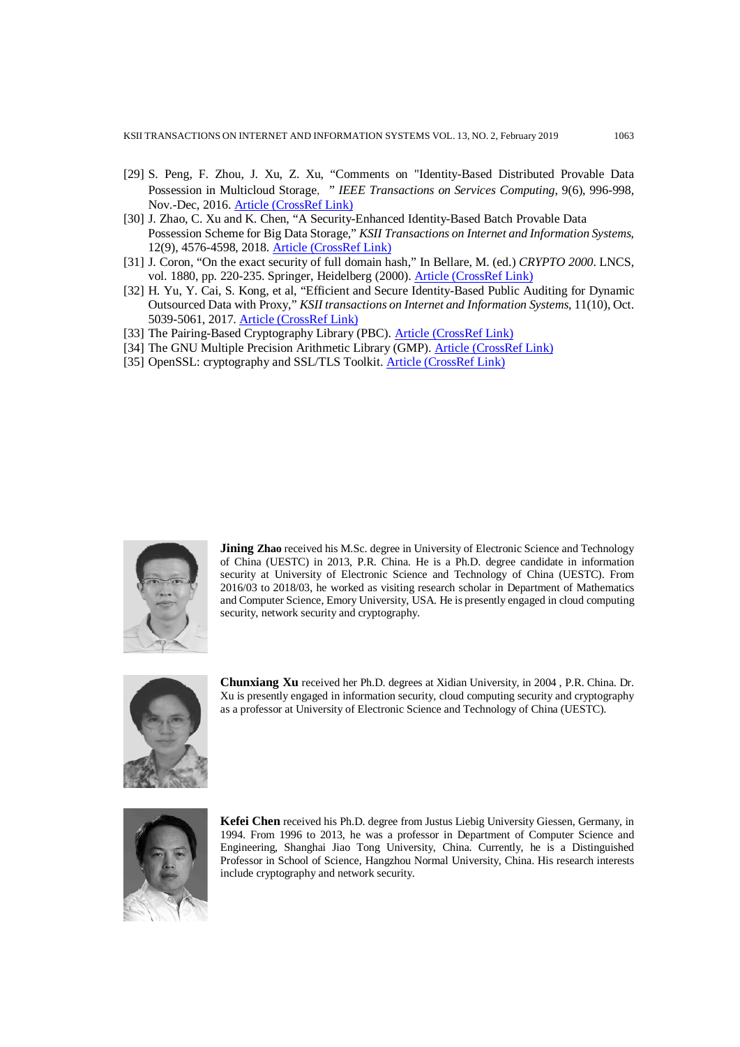[29] S. Peng, F. Zhou, J. Xu, Z. Xu, “Comments on "Identity-Based Distributed Provable Data Possession in Multicloud Storage, ” *IEEE Transactions on Services Computing*, 9(6), 996-998, Nov.-Dec, 2016. Article (CrossRef Link)

[30] J. Zhao, C. Xu and K. Chen, “A Security-Enhanced Identity-Based Batch Provable Data Possession Scheme for Big Data Storage,” *KSII Transactions on Internet and Information Systems*, 12(9), 4576-4598, 2018. Article (CrossRef Link)

[31] J. Coron, “On the exact security of full domain hash,” In Bellare, M. (ed.) *CRYPTO 2000*. LNCS, vol. 1880, pp. 220-235. Springer, Heidelberg (2000). Article (CrossRef Link)

[32] H. Yu, Y. Cai, S. Kong, et al, “Efficient and Secure Identity-Based Public Auditing for Dynamic Outsourced Data with Proxy,” *KSII transactions on Internet and Information Systems*, 11(10), Oct. 5039-5061, 2017. Article (CrossRef Link)

[33] The Pairing-Based Cryptography Library (PBC). Article (CrossRef Link)

[34] The GNU Multiple Precision Arithmetic Library (GMP). Article (CrossRef Link)

[35] OpenSSL: cryptography and SSL/TLS Toolkit. Article (CrossRef Link)

**Jining Zhao** received his M.Sc. degree in University of Electronic Science and Technology of China (UESTC) in 2013, P.R. China. He is a Ph.D. degree candidate in information security at University of Electronic Science and Technology of China (UESTC). From 2016/03 to 2018/03, he worked as visiting research scholar in Department of Mathematics and Computer Science, Emory University, USA. He is presently engaged in cloud computing security, network security and cryptography.

**Chunxiang Xu** received her Ph.D. degrees at Xidian University, in 2004 , P.R. China. Dr. Xu is presently engaged in information security, cloud computing security and cryptography as a professor at University of Electronic Science and Technology of China (UESTC).

**Kefei Chen** received his Ph.D. degree from Justus Liebig University Giessen, Germany, in 1994. From 1996 to 2013, he was a professor in Department of Computer Science and Engineering, Shanghai Jiao Tong University, China. Currently, he is a Distinguished Professor in School of Science, Hangzhou Normal University, China. His research interests include cryptography and network security.